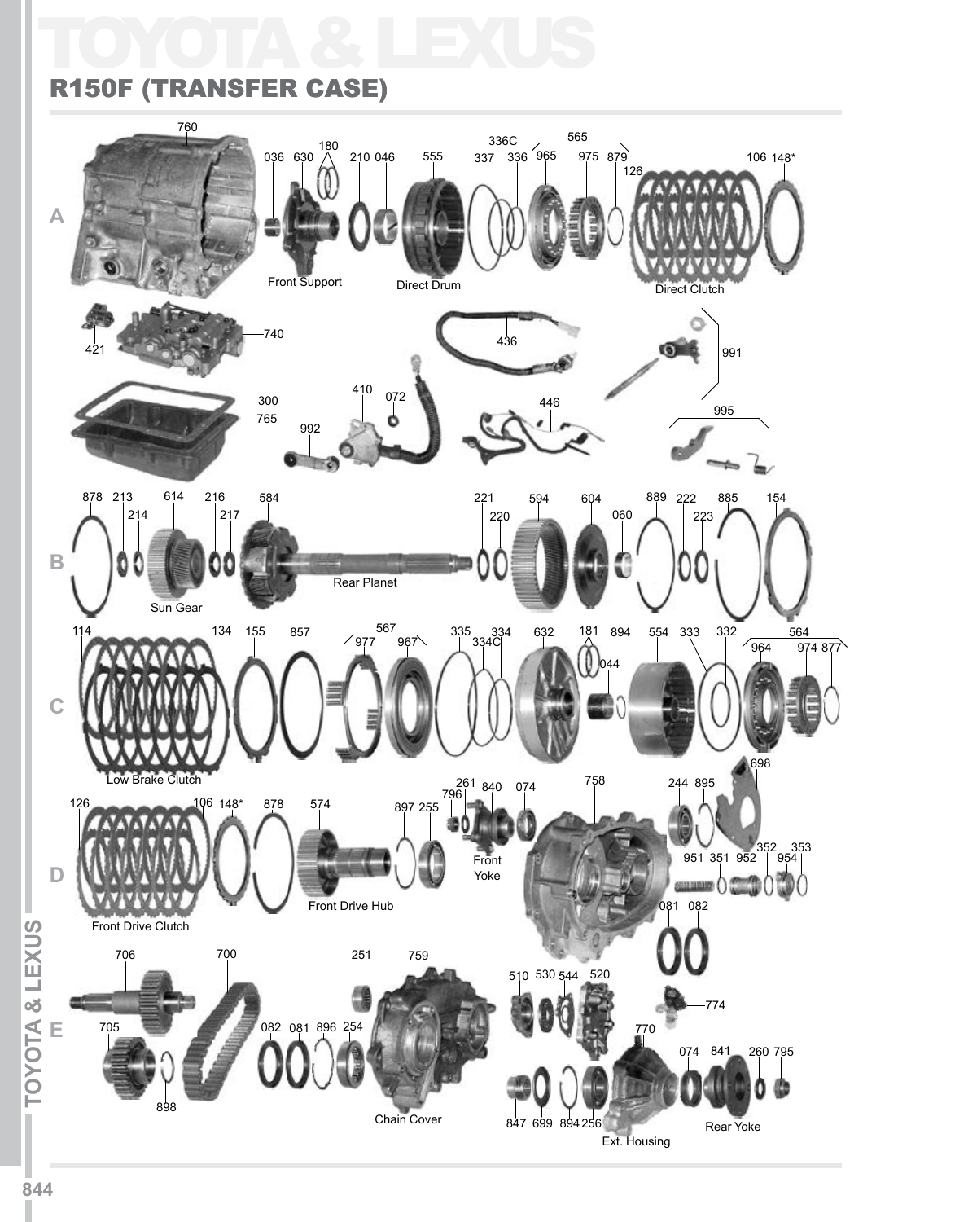# TOYOTA & LEXUS

## R150F (TRANSFER CASE)

**A**

760, 036, 630, 180, 210, 046, 555, 336C, 337, 336, 565, 965, 975, 879, 126, 106, 148*

Front Support · Direct Drum · Direct Clutch

421, 740, 436, 991, 410, 072, 446, 300, 765, 992, 995

**B**

878, 213, 214, 614, 216, 217, 584, 221, 220, 594, 604, 060, 889, 222, 223, 885, 154

Sun Gear · Rear Planet

**C**

114, 134, 155, 857, 567, 977, 967, 335, 334, 334C, 632, 181, 894, 044, 554, 333, 332, 564, 964, 974, 877

Low Brake Clutch

**D**

126, 106, 148*, 878, 574, 897, 255, 261, 796, 840, 074, 758, 244, 895, 698, 352, 353, 951, 351, 952, 954, 081, 082

Front Drive Clutch · Front Drive Hub · Front Yoke

**E**

706, 700, 705, 898, 251, 759, 082, 081, 896, 254, 510, 530, 544, 520, 774, 770, 074, 841, 260, 795, 847, 699, 894, 256

Chain Cover · Ext. Housing · Rear Yoke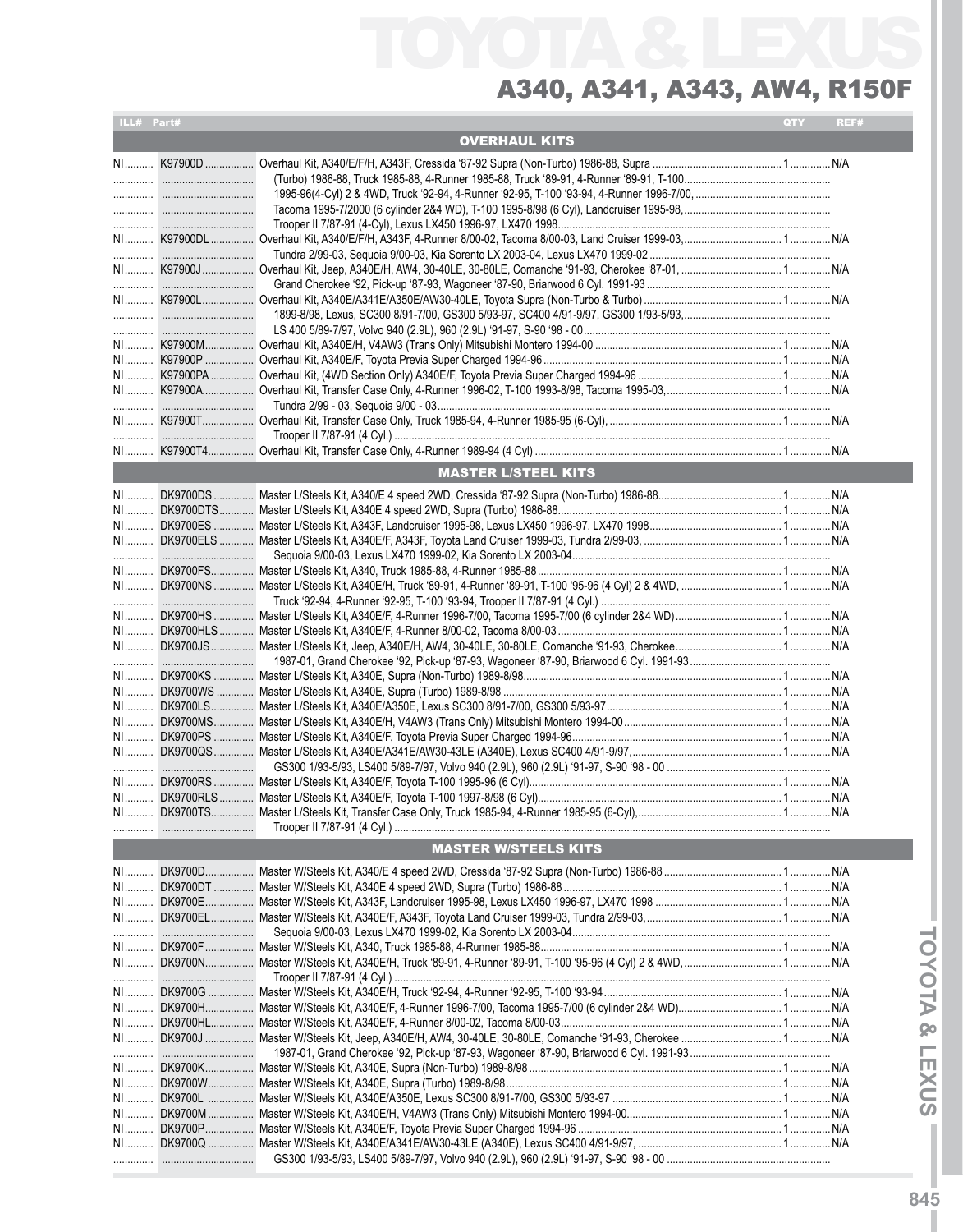# TOYOTA & LEXUS

## A340, A341, A343, AW4, R150F

| ILL# | Part# | | QTY | REF# |
|---|---|---|---|---|
| | | **OVERHAUL KITS** | | |
| NI | K97900D | Overhaul Kit, A340/E/F/H, A343F, Cressida '87-92 Supra (Non-Turbo) 1986-88, Supra (Turbo) 1986-88, Truck 1985-88, 4-Runner 1985-88, Truck '89-91, 4-Runner '89-91, T-100 1995-96(4-Cyl) 2 & 4WD, Truck '92-94, 4-Runner '92-95, T-100 '93-94, 4-Runner 1996-7/00, Tacoma 1995-7/2000 (6 cylinder 2&4 WD), T-100 1995-8/98 (6 Cyl), Landcruiser 1995-98, Trooper II 7/87-91 (4-Cyl), Lexus LX450 1996-97, LX470 1998 | 1 | N/A |
| NI | K97900DL | Overhaul Kit, A340E/F/H, A343F, 4-Runner 8/00-02, Tacoma 8/00-03, Land Cruiser 1999-03, Tundra 2/99-03, Sequoia 9/00-03, Kia Sorento LX 2003-04, Lexus LX470 1999-02 | 1 | N/A |
| NI | K97900J | Overhaul Kit, Jeep, A340E/H, AW4, 30-40LE, 30-80LE, Comanche '91-93, Cherokee '87-01, Grand Cherokee '92, Pick-up '87-93, Wagoneer '87-90, Briarwood 6 Cyl. 1991-93 | 1 | N/A |
| NI | K97900L | Overhaul Kit, A340E/A341E/A350E/AW30-40LE, Toyota Supra (Non-Turbo & Turbo) 1899-8/98, Lexus, SC300 8/91-7/00, GS300 5/93-97, SC400 4/91-9/97, GS300 1/93-5/93, LS 400 5/89-7/97, Volvo 940 (2.9L), 960 (2.9L) '91-97, S-90 '98 - 00 | 1 | N/A |
| NI | K97900M | Overhaul Kit, A340E/H, V4AW3 (Trans Only) Mitsubishi Montero 1994-00 | 1 | N/A |
| NI | K97900P | Overhaul Kit, A340E/F, Toyota Previa Super Charged 1994-96 | 1 | N/A |
| NI | K97900PA | Overhaul Kit, (4WD Section Only) A340E/F, Toyota Previa Super Charged 1994-96 | 1 | N/A |
| NI | K97900A | Overhaul Kit, Transfer Case Only, 4-Runner 1996-02, T-100 1993-8/98, Tacoma 1995-03, Tundra 2/99 - 03, Sequoia 9/00 - 03 | 1 | N/A |
| NI | K97900T | Overhaul Kit, Transfer Case Only, Truck 1985-94, 4-Runner 1985-95 (6-Cyl), Trooper II 7/87-91 (4 Cyl.) | 1 | N/A |
| NI | K97900T4 | Overhaul Kit, Transfer Case Only, 4-Runner 1989-94 (4 Cyl) | 1 | N/A |
| | | **MASTER L/STEEL KITS** | | |
| NI | DK9700DS | Master L/Steels Kit, A340/E 4 speed 2WD, Cressida '87-92 Supra (Non-Turbo) 1986-88 | 1 | N/A |
| NI | DK9700DTS | Master L/Steels Kit, A340E 4 speed 2WD, Supra (Turbo) 1986-88 | 1 | N/A |
| NI | DK9700ES | Master L/Steels Kit, A343F, Landcruiser 1995-98, Lexus LX450 1996-97, LX470 1998 | 1 | N/A |
| NI | DK9700ELS | Master L/Steels Kit, A340E/F, A343F, Toyota Land Cruiser 1999-03, Tundra 2/99-03, Sequoia 9/00-03, Lexus LX470 1999-02, Kia Sorento LX 2003-04 | 1 | N/A |
| NI | DK9700FS | Master L/Steels Kit, A340, Truck 1985-88, 4-Runner 1985-88 | 1 | N/A |
| NI | DK9700NS | Master L/Steels Kit, A340E/H, Truck '89-91, 4-Runner '89-91, T-100 '95-96 (4 Cyl) 2 & 4WD, Truck '92-94, 4-Runner '92-95, T-100 '93-94, Trooper II 7/87-91 (4 Cyl.) | 1 | N/A |
| NI | DK9700HS | Master L/Steels Kit, A340E/F, 4-Runner 1996-7/00, Tacoma 1995-7/00 (6 cylinder 2&4 WD) | 1 | N/A |
| NI | DK9700HLS | Master L/Steels Kit, A340E/F, 4-Runner 8/00-02, Tacoma 8/00-03 | 1 | N/A |
| NI | DK9700JS | Master L/Steels Kit, Jeep, A340E/H, AW4, 30-40LE, 30-80LE, Comanche '91-93, Cherokee 1987-01, Grand Cherokee '92, Pick-up '87-93, Wagoneer '87-90, Briarwood 6 Cyl. 1991-93 | 1 | N/A |
| NI | DK9700KS | Master L/Steels Kit, A340E, Supra (Non-Turbo) 1989-8/98 | 1 | N/A |
| NI | DK9700WS | Master L/Steels Kit, A340E, Supra (Turbo) 1989-8/98 | 1 | N/A |
| NI | DK9700LS | Master L/Steels Kit, A340E/A350E, Lexus SC300 8/91-7/00, GS300 5/93-97 | 1 | N/A |
| NI | DK9700MS | Master L/Steels Kit, A340E/H, V4AW3 (Trans Only) Mitsubishi Montero 1994-00 | 1 | N/A |
| NI | DK9700PS | Master L/Steels Kit, A340E/F, Toyota Previa Super Charged 1994-96 | 1 | N/A |
| NI | DK9700QS | Master L/Steels Kit, A340E/A341E/AW30-43LE (A340E), Lexus SC400 4/91-9/97, GS300 1/93-5/93, LS400 5/89-7/97, Volvo 940 (2.9L), 960 (2.9L) '91-97, S-90 '98 - 00 | 1 | N/A |
| NI | DK9700RS | Master L/Steels Kit, A340E/F, Toyota T-100 1995-96 (6 Cyl) | 1 | N/A |
| NI | DK9700RLS | Master L/Steels Kit, A340E/F, Toyota T-100 1997-8/98 (6 Cyl) | 1 | N/A |
| NI | DK9700TS | Master L/Steels Kit, Transfer Case Only, Truck 1985-94, 4-Runner 1985-95 (6-Cyl), Trooper II 7/87-91 (4 Cyl.) | 1 | N/A |
| | | **MASTER W/STEELS KITS** | | |
| NI | DK9700D | Master W/Steels Kit, A340/E 4 speed 2WD, Cressida '87-92 Supra (Non-Turbo) 1986-88 | 1 | N/A |
| NI | DK9700DT | Master W/Steels Kit, A340E 4 speed 2WD, Supra (Turbo) 1986-88 | 1 | N/A |
| NI | DK9700E | Master W/Steels Kit, A343F, Landcruiser 1995-98, Lexus LX450 1996-97, LX470 1998 | 1 | N/A |
| NI | DK9700EL | Master W/Steels Kit, A340E/F, A343F, Toyota Land Cruiser 1999-03, Tundra 2/99-03, Sequoia 9/00-03, Lexus LX470 1999-02, Kia Sorento LX 2003-04 | 1 | N/A |
| NI | DK9700F | Master W/Steels Kit, A340, Truck 1985-88, 4-Runner 1985-88 | 1 | N/A |
| NI | DK9700N | Master W/Steels Kit, A340E/H, Truck '89-91, 4-Runner '89-91, T-100 '95-96 (4 Cyl) 2 & 4WD, Trooper II 7/87-91 (4 Cyl.) | 1 | N/A |
| NI | DK9700G | Master W/Steels Kit, A340E/H, Truck '92-94, 4-Runner '92-95, T-100 '93-94 | 1 | N/A |
| NI | DK9700H | Master W/Steels Kit, A340E/F, 4-Runner 1996-7/00, Tacoma 1995-7/00 (6 cylinder 2&4 WD) | 1 | N/A |
| NI | DK9700HL | Master W/Steels Kit, A340E/F, 4-Runner 8/00-02, Tacoma 8/00-03 | 1 | N/A |
| NI | DK9700J | Master W/Steels Kit, Jeep, A340E/H, AW4, 30-40LE, 30-80LE, Comanche '91-93, Cherokee 1987-01, Grand Cherokee '92, Pick-up '87-93, Wagoneer '87-90, Briarwood 6 Cyl. 1991-93 | 1 | N/A |
| NI | DK9700K | Master W/Steels Kit, A340E, Supra (Non-Turbo) 1989-8/98 | 1 | N/A |
| NI | DK9700W | Master W/Steels Kit, A340E, Supra (Turbo) 1989-8/98 | 1 | N/A |
| NI | DK9700L | Master W/Steels Kit, A340E/A350E, Lexus SC300 8/91-7/00, GS300 5/93-97 | 1 | N/A |
| NI | DK9700M | Master W/Steels Kit, A340E/H, V4AW3 (Trans Only) Mitsubishi Montero 1994-00 | 1 | N/A |
| NI | DK9700P | Master W/Steels Kit, A340E/F, Toyota Previa Super Charged 1994-96 | 1 | N/A |
| NI | DK9700Q | Master W/Steels Kit, A340E/A341E/AW30-43LE (A340E), Lexus SC400 4/91-9/97, GS300 1/93-5/93, LS400 5/89-7/97, Volvo 940 (2.9L), 960 (2.9L) '91-97, S-90 '98 - 00 | 1 | N/A |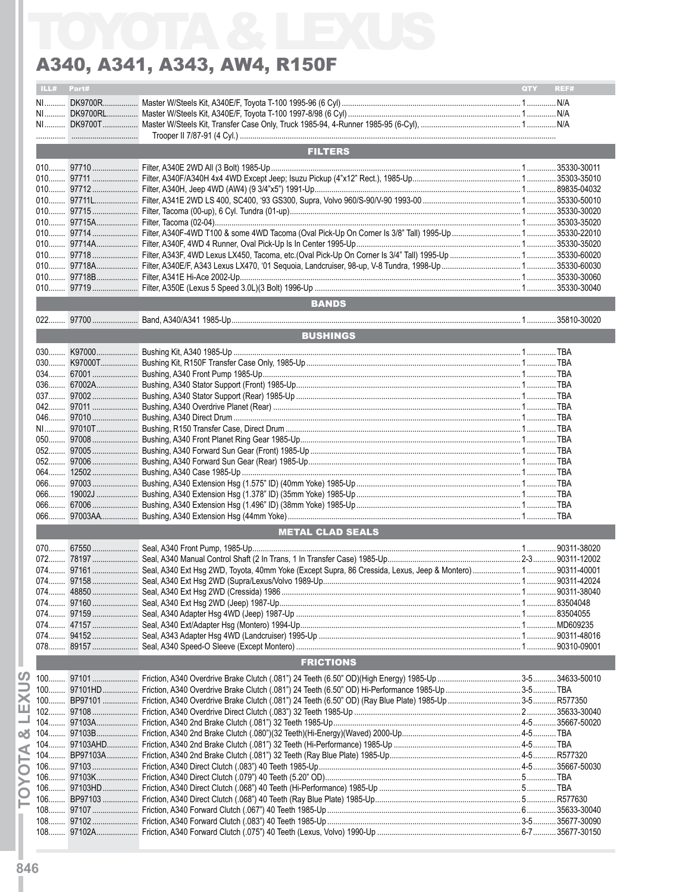# TOYOTA & LEXUS

## A340, A341, A343, AW4, R150F

| ILL# | Part# | | QTY | REF# |
|---|---|---|---|---|
| NI | DK9700R | Master W/Steels Kit, A340E/F, Toyota T-100 1995-96 (6 Cyl) | 1 | N/A |
| NI | DK9700RL | Master W/Steels Kit, A340E/F, Toyota T-100 1997-8/98 (6 Cyl) | 1 | N/A |
| NI | DK9700T | Master W/Steels Kit, Transfer Case Only, Truck 1985-94, 4-Runner 1985-95 (6-Cyl), | 1 | N/A |
| | | Trooper II 7/87-91 (4 Cyl.) | | |
| | | **FILTERS** | | |
| 010 | 97710 | Filter, A340E 2WD All (3 Bolt) 1985-Up | 1 | 35330-30011 |
| 010 | 97711 | Filter, A340F/A340H 4x4 4WD Except Jeep; Isuzu Pickup (4"x12" Rect.), 1985-Up | 1 | 35303-35010 |
| 010 | 97712 | Filter, A340H, Jeep 4WD (AW4) (9 3/4"x5") 1991-Up | 1 | 89835-04032 |
| 010 | 97711L | Filter, A341E 2WD LS 400, SC400, '93 GS300, Supra, Volvo 960/S-90/V-90 1993-00 | 1 | 35330-50010 |
| 010 | 97715 | Filter, Tacoma (00-up), 6 Cyl. Tundra (01-up) | 1 | 35330-30020 |
| 010 | 97715A | Filter, Tacoma (02-04) | 1 | 35303-35020 |
| 010 | 97714 | Filter, A340F-4WD T100 & some 4WD Tacoma (Oval Pick-Up On Corner Is 3/8" Tall) 1995-Up | 1 | 35330-22010 |
| 010 | 97714A | Filter, A340F, 4WD 4 Runner, Oval Pick-Up Is In Center 1995-Up | 1 | 35330-35020 |
| 010 | 97718 | Filter, A343F, 4WD Lexus LX450, Tacoma, etc.(Oval Pick-Up On Corner Is 3/4" Tall) 1995-Up | 1 | 35330-60020 |
| 010 | 97718A | Filter, A340E/F, A343 Lexus LX470, '01 Sequoia, Landcruiser, 98-up, V-8 Tundra, 1998-Up | 1 | 35330-60030 |
| 010 | 97718B | Filter, A341E Hi-Ace 2002-Up | 1 | 35330-30060 |
| 010 | 97719 | Filter, A350E (Lexus 5 Speed 3.0L)(3 Bolt) 1996-Up | 1 | 35330-30040 |
| | | **BANDS** | | |
| 022 | 97700 | Band, A340/A341 1985-Up | 1 | 35810-30020 |
| | | **BUSHINGS** | | |
| 030 | K97000 | Bushing Kit, A340 1985-Up | 1 | TBA |
| 030 | K97000T | Bushing Kit, R150F Transfer Case Only, 1985-Up | 1 | TBA |
| 034 | 67001 | Bushing, A340 Front Pump 1985-Up | 1 | TBA |
| 036 | 67002A | Bushing, A340 Stator Support (Front) 1985-Up | 1 | TBA |
| 037 | 97002 | Bushing, A340 Stator Support (Rear) 1985-Up | 1 | TBA |
| 042 | 97011 | Bushing, A340 Overdrive Planet (Rear) | 1 | TBA |
| 046 | 97010 | Bushing, A340 Direct Drum | 1 | TBA |
| NI | 97010T | Bushing, R150 Transfer Case, Direct Drum | 1 | TBA |
| 050 | 97008 | Bushing, A340 Front Planet Ring Gear 1985-Up | 1 | TBA |
| 052 | 97005 | Bushing, A340 Forward Sun Gear (Front) 1985-Up | 1 | TBA |
| 052 | 97006 | Bushing, A340 Forward Sun Gear (Rear) 1985-Up | 1 | TBA |
| 064 | 12502 | Bushing, A340 Case 1985-Up | 1 | TBA |
| 066 | 97003 | Bushing, A340 Extension Hsg (1.575" ID) (40mm Yoke) 1985-Up | 1 | TBA |
| 066 | 19002J | Bushing, A340 Extension Hsg (1.378" ID) (35mm Yoke) 1985-Up | 1 | TBA |
| 066 | 67006 | Bushing, A340 Extension Hsg (1.496" ID) (38mm Yoke) 1985-Up | 1 | TBA |
| 066 | 97003AA | Bushing, A340 Extension Hsg (44mm Yoke) | 1 | TBA |
| | | **METAL CLAD SEALS** | | |
| 070 | 67550 | Seal, A340 Front Pump, 1985-Up | 1 | 90311-38020 |
| 072 | 78197 | Seal, A340 Manual Control Shaft (2 In Trans, 1 In Transfer Case) 1985-Up | 2-3 | 90311-12002 |
| 074 | 97161 | Seal, A340 Ext Hsg 2WD, Toyota, 40mm Yoke (Except Supra, 86 Cressida, Lexus, Jeep & Montero) | 1 | 90311-40001 |
| 074 | 97158 | Seal, A340 Ext Hsg 2WD (Supra/Lexus/Volvo 1989-Up | 1 | 90311-42024 |
| 074 | 48850 | Seal, A340 Ext Hsg 2WD (Cressida) 1986 | 1 | 90311-38040 |
| 074 | 97160 | Seal, A340 Ext Hsg 2WD (Jeep) 1987-Up | 1 | 83504048 |
| 074 | 97159 | Seal, A340 Adapter Hsg 4WD (Jeep) 1987-Up | 1 | 83504055 |
| 074 | 47157 | Seal, A340 Ext/Adapter Hsg (Montero) 1994-Up | 1 | MD609235 |
| 074 | 94152 | Seal, A343 Adapter Hsg 4WD (Landcruiser) 1995-Up | 1 | 90311-48016 |
| 078 | 89157 | Seal, A340 Speed-O Sleeve (Except Montero) | 1 | 90310-09001 |
| | | **FRICTIONS** | | |
| 100 | 97101 | Friction, A340 Overdrive Brake Clutch (.081") 24 Teeth (6.50" OD)(High Energy) 1985-Up | 3-5 | 34633-50010 |
| 100 | 97101HD | Friction, A340 Overdrive Brake Clutch (.081") 24 Teeth (6.50" OD) Hi-Performance 1985-Up | 3-5 | TBA |
| 100 | BP97101 | Friction, A340 Overdrive Brake Clutch (.081") 24 Teeth (6.50" OD) (Ray Blue Plate) 1985-Up | 3-5 | R577350 |
| 102 | 97108 | Friction, A340 Overdrive Direct Clutch (.083") 32 Teeth 1985-Up | 2 | 35633-30040 |
| 104 | 97103A | Friction, A340 2nd Brake Clutch (.081") 32 Teeth 1985-Up | 4-5 | 35667-50020 |
| 104 | 97103B | Friction, A340 2nd Brake Clutch (.080")(32 Teeth)(Hi-Energy)(Waved) 2000-Up | 4-5 | TBA |
| 104 | 97103AHD | Friction, A340 2nd Brake Clutch (.081") 32 Teeth (Hi-Performance) 1985-Up | 4-5 | TBA |
| 104 | BP97103A | Friction, A340 2nd Brake Clutch (.081") 32 Teeth (Ray Blue Plate) 1985-Up | 4-5 | R577320 |
| 106 | 97103 | Friction, A340 Direct Clutch (.083") 40 Teeth 1985-Up | 4-5 | 35667-30030 |
| 106 | 97103K | Friction, A340 Direct Clutch (.079") 40 Teeth (5.20" OD) | 5 | TBA |
| 106 | 97103HD | Friction, A340 Direct Clutch (.068") 40 Teeth (Hi-Performance) 1985-Up | 5 | TBA |
| 106 | BP97103 | Friction, A340 Direct Clutch (.068") 40 Teeth (Ray Blue Plate) 1985-Up | 5 | R577630 |
| 108 | 97107 | Friction, A340 Forward Clutch (.067") 40 Teeth 1985-Up | 6 | 35633-30040 |
| 108 | 97102 | Friction, A340 Forward Clutch (.083") 40 Teeth 1985-Up | 3-5 | 35677-30090 |
| 108 | 97102A | Friction, A340 Forward Clutch (.075") 40 Teeth (Lexus, Volvo) 1990-Up | 6-7 | 35677-30150 |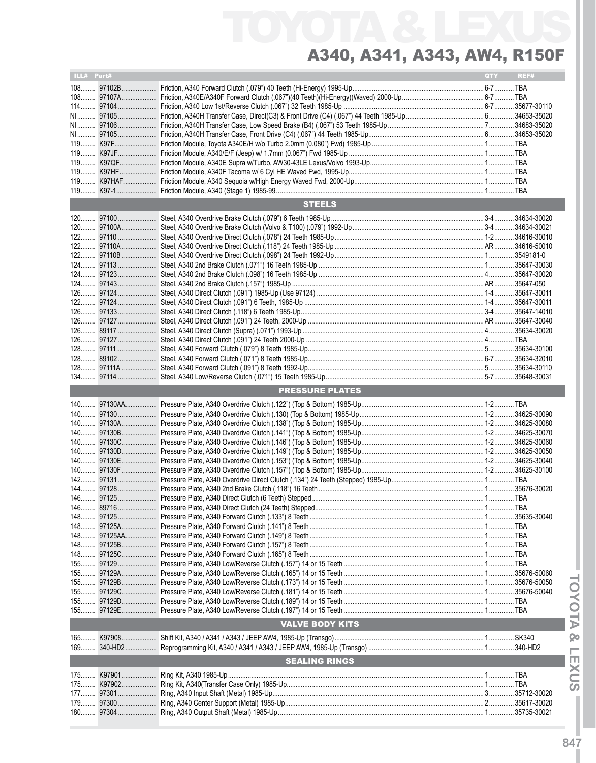# TOYOTA & LEXUS

## A340, A341, A343, AW4, R150F

| ILL# | Part# | | QTY | REF# |
|---|---|---|---|---|
| 108 | 97102B | Friction, A340 Forward Clutch (.079") 40 Teeth (Hi-Energy) 1995-Up | 6-7 | TBA |
| 108 | 97107A | Friction, A340E/A340F Forward Clutch (.067")(40 Teeth)(Hi-Energy)(Waved) 2000-Up | 6-7 | TBA |
| 114 | 97104 | Friction, A340 Low 1st/Reverse Clutch (.067") 32 Teeth 1985-Up | 6-7 | 35677-30110 |
| NI | 97105 | Friction, A340H Transfer Case, Direct(C3) & Front Drive (C4) (.067") 44 Teeth 1985-Up | 6 | 34653-35020 |
| NI | 97106 | Friction, A340H Transfer Case, Low Speed Brake (B4) (.067") 53 Teeth 1985-Up | 7 | 34683-35020 |
| NI | 97105 | Friction, A340H Transfer Case, Front Drive (C4) (.067") 44 Teeth 1985-Up | 6 | 34653-35020 |
| 119 | K97F | Friction Module, Toyota A340E/H w/o Turbo 2.0mm (0.080") Fwd) 1985-Up | 1 | TBA |
| 119 | K97JF | Friction Module, A340/E/F (Jeep) w/ 1.7mm (0.067") Fwd 1985-Up | 1 | TBA |
| 119 | K97QF | Friction Module, A340E Supra w/Turbo, AW30-43LE Lexus/Volvo 1993-Up | 1 | TBA |
| 119 | K97HF | Friction Module, A340F Tacoma w/ 6 Cyl HE Waved Fwd, 1995-Up | 1 | TBA |
| 119 | K97HAF | Friction Module, A340 Sequoia w/High Energy Waved Fwd, 2000-Up | 1 | TBA |
| 119 | K97-1 | Friction Module, A340 (Stage 1) 1985-99 | 1 | TBA |
| | | **STEELS** | | |
| 120 | 97100 | Steel, A340 Overdrive Brake Clutch (.079") 6 Teeth 1985-Up | 3-4 | 34634-30020 |
| 120 | 97100A | Steel, A340 Overdrive Brake Clutch (Volvo & T100) (.079") 1992-Up | 3-4 | 34634-30021 |
| 122 | 97110 | Steel, A340 Overdrive Direct Clutch (.078") 24 Teeth 1985-Up | 1-2 | 34616-30010 |
| 122 | 97110A | Steel, A340 Overdrive Direct Clutch (.118") 24 Teeth 1985-Up | AR | 34616-50010 |
| 122 | 97110B | Steel, A340 Overdrive Direct Clutch (.098") 24 Teeth 1992-Up | 1 | 3549181-0 |
| 124 | 97113 | Steel, A340 2nd Brake Clutch (.071") 16 Teeth 1985-Up | 1 | 35647-30030 |
| 124 | 97123 | Steel, A340 2nd Brake Clutch (.098") 16 Teeth 1985-Up | 4 | 35647-30020 |
| 124 | 97143 | Steel, A340 2nd Brake Clutch (.157") 1985-Up | AR | 35647-050 |
| 126 | 97124 | Steel, A340 Direct Clutch (.091") 1985-Up (Use 97124) | 1-4 | 35647-30011 |
| 122 | 97124 | Steel, A340 Direct Clutch (.091") 6 Teeth, 1985-Up | 1-4 | 35647-30011 |
| 126 | 97133 | Steel, A340 Direct Clutch (.118") 6 Teeth 1985-Up | 3-4 | 35647-14010 |
| 126 | 97127 | Steel, A340 Direct Clutch (.091") 24 Teeth, 2000-Up | AR | 35647-30040 |
| 126 | 89117 | Steel, A340 Direct Clutch (Supra) (.071") 1993-Up | 4 | 35634-30020 |
| 126 | 97127 | Steel, A340 Direct Clutch (.091") 24 Teeth 2000-Up | 4 | TBA |
| 128 | 97111 | Steel, A340 Forward Clutch (.079") 8 Teeth 1985-Up | 5 | 35634-30100 |
| 128 | 89102 | Steel, A340 Forward Clutch (.071") 8 Teeth 1985-Up | 6-7 | 35634-32010 |
| 128 | 97111A | Steel, A340 Forward Clutch (.091") 8 Teeth 1992-Up | 5 | 35634-30110 |
| 134 | 97114 | Steel, A340 Low/Reverse Clutch (.071") 15 Teeth 1985-Up | 5-7 | 35648-30031 |
| | | **PRESSURE PLATES** | | |
| 140 | 97130AA | Pressure Plate, A340 Overdrive Clutch (.122") (Top & Bottom) 1985-Up | 1-2 | TBA |
| 140 | 97130 | Pressure Plate, A340 Overdrive Clutch (.130) (Top & Bottom) 1985-Up | 1-2 | 34625-30090 |
| 140 | 97130A | Pressure Plate, A340 Overdrive Clutch (.138") (Top & Bottom) 1985-Up | 1-2 | 34625-30080 |
| 140 | 97130B | Pressure Plate, A340 Overdrive Clutch (.141") (Top & Bottom) 1985-Up | 1-2 | 34625-30070 |
| 140 | 97130C | Pressure Plate, A340 Overdrive Clutch (.146") (Top & Bottom) 1985-Up | 1-2 | 34625-30060 |
| 140 | 97130D | Pressure Plate, A340 Overdrive Clutch (.149") (Top & Bottom) 1985-Up | 1-2 | 34625-30050 |
| 140 | 97130E | Pressure Plate, A340 Overdrive Clutch (.153") (Top & Bottom) 1985-Up | 1-2 | 34625-30040 |
| 140 | 97130F | Pressure Plate, A340 Overdrive Clutch (.157") (Top & Bottom) 1985-Up | 1-2 | 34625-30100 |
| 142 | 97131 | Pressure Plate, A340 Overdrive Direct Clutch (.134") 24 Teeth (Stepped) 1985-Up | 1 | TBA |
| 144 | 97128 | Pressure Plate, A340 2nd Brake Clutch (.118") 16 Teeth | 1 | 35676-30020 |
| 146 | 97125 | Pressure Plate, A340 Direct Clutch (6 Teeth) Stepped | 1 | TBA |
| 146 | 89716 | Pressure Plate, A340 Direct Clutch (24 Teeth) Stepped | 1 | TBA |
| 148 | 97125 | Pressure Plate, A340 Forward Clutch (.133") 8 Teeth | 1 | 35635-30040 |
| 148 | 97125A | Pressure Plate, A340 Forward Clutch (.141") 8 Teeth | 1 | TBA |
| 148 | 97125AA | Pressure Plate, A340 Forward Clutch (.149") 8 Teeth | 1 | TBA |
| 148 | 97125B | Pressure Plate, A340 Forward Clutch (.157") 8 Teeth | 1 | TBA |
| 148 | 97125C | Pressure Plate, A340 Forward Clutch (.165") 8 Teeth | 1 | TBA |
| 155 | 97129 | Pressure Plate, A340 Low/Reverse Clutch (.157") 14 or 15 Teeth | 1 | TBA |
| 155 | 97129A | Pressure Plate, A340 Low/Reverse Clutch (.165") 14 or 15 Teeth | 1 | 35676-50060 |
| 155 | 97129B | Pressure Plate, A340 Low/Reverse Clutch (.173") 14 or 15 Teeth | 1 | 35676-50050 |
| 155 | 97129C | Pressure Plate, A340 Low/Reverse Clutch (.181") 14 or 15 Teeth | 1 | 35676-50040 |
| 155 | 97129D | Pressure Plate, A340 Low/Reverse Clutch (.189") 14 or 15 Teeth | 1 | TBA |
| 155 | 97129E | Pressure Plate, A340 Low/Reverse Clutch (.197") 14 or 15 Teeth | 1 | TBA |
| | | **VALVE BODY KITS** | | |
| 165 | K97908 | Shift Kit, A340 / A341 / A343 / JEEP AW4, 1985-Up (Transgo) | 1 | SK340 |
| 169 | 340-HD2 | Reprogramming Kit, A340 / A341 / A343 / JEEP AW4, 1985-Up (Transgo) | 1 | 340-HD2 |
| | | **SEALING RINGS** | | |
| 175 | K97901 | Ring Kit, A340 1985-Up | 1 | TBA |
| 175 | K97902 | Ring Kit, A340(Transfer Case Only) 1985-Up | 1 | TBA |
| 177 | 97301 | Ring, A340 Input Shaft (Metal) 1985-Up | 3 | 35712-30020 |
| 179 | 97300 | Ring, A340 Center Support (Metal) 1985-Up | 2 | 35617-30020 |
| 180 | 97304 | Ring, A340 Output Shaft (Metal) 1985-Up | 1 | 35735-30021 |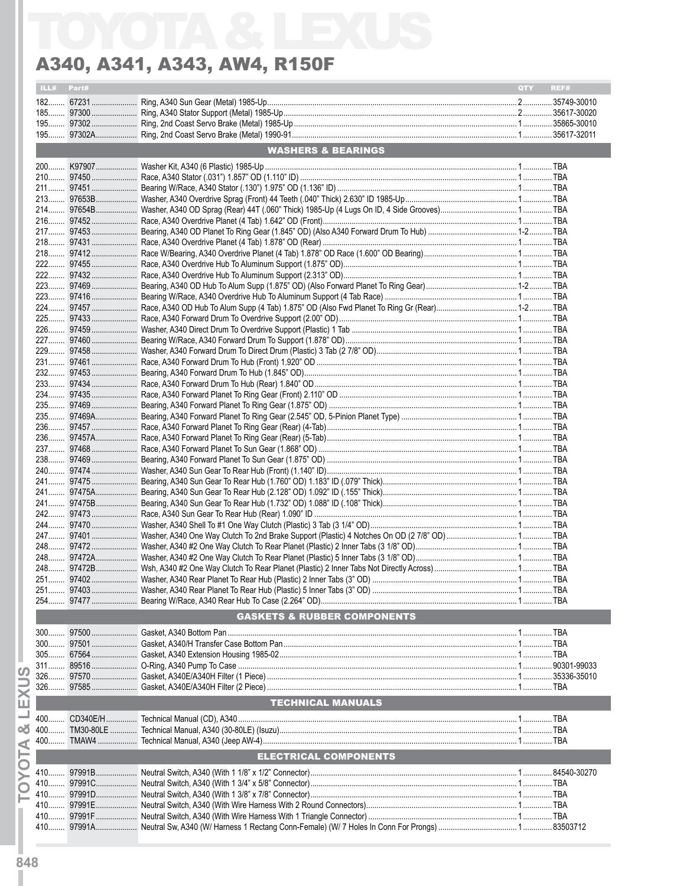# TOYOTA & LEXUS

## A340, A341, A343, AW4, R150F

| ILL# | Part# | Description | QTY | REF# |
|---|---|---|---|---|
| 182 | 67231 | Ring, A340 Sun Gear (Metal) 1985-Up | 2 | 35749-30010 |
| 185 | 97300 | Ring, A340 Stator Support (Metal) 1985-Up | 2 | 35617-30020 |
| 195 | 97302 | Ring, 2nd Coast Servo Brake (Metal) 1985-Up | 1 | 35865-30010 |
| 195 | 97302A | Ring, 2nd Coast Servo Brake (Metal) 1990-91 | 1 | 35617-32011 |
| | | **WASHERS & BEARINGS** | | |
| 200 | K97907 | Washer Kit, A340 (6 Plastic) 1985-Up | 1 | TBA |
| 210 | 97450 | Race, A340 Stator (.031") 1.857" OD (1.110" ID) | 1 | TBA |
| 211 | 97451 | Bearing W/Race, A340 Stator (.130") 1.975" OD (1.136" ID) | 1 | TBA |
| 213 | 97653B | Washer, A340 Overdrive Sprag (Front) 44 Teeth (.040" Thick) 2.630" ID 1985-Up | 1 | TBA |
| 214 | 97654B | Washer, A340 OD Sprag (Rear) 44T (.060" Thick) 1985-Up (4 Lugs On ID, 4 Side Grooves) | 1 | TBA |
| 216 | 97452 | Race, A340 Overdrive Planet (4 Tab) 1.642" OD (Front) | 1 | TBA |
| 217 | 97453 | Bearing, A340 OD Planet To Ring Gear (1.845" OD) (Also A340 Forward Drum To Hub) | 1-2 | TBA |
| 218 | 97431 | Race, A340 Overdrive Planet (4 Tab) 1.878" OD (Rear) | 1 | TBA |
| 218 | 97412 | Race W/Bearing, A340 Overdrive Planet (4 Tab) 1.878" OD Race (1.600" OD Bearing) | 1 | TBA |
| 222 | 97455 | Race, A340 Overdrive Hub To Aluminum Support (1.875" OD) | 1 | TBA |
| 222 | 97432 | Race, A340 Overdrive Hub To Aluminum Support (2.313" OD) | 1 | TBA |
| 223 | 97469 | Bearing, A340 OD Hub To Alum Supp (1.875" OD) (Also Forward Planet To Ring Gear) | 1-2 | TBA |
| 223 | 97416 | Bearing W/Race, A340 Overdrive Hub To Aluminum Support (4 Tab Race) | 1 | TBA |
| 224 | 97457 | Race, A340 OD Hub To Alum Supp (4 Tab) 1.875" OD (Also Fwd Planet To Ring Gr (Rear) | 1-2 | TBA |
| 225 | 97433 | Race, A340 Forward Drum To Overdrive Support (2.00" OD) | 1 | TBA |
| 226 | 97459 | Washer, A340 Direct Drum To Overdrive Support (Plastic) 1 Tab | 1 | TBA |
| 227 | 97460 | Bearing W/Race, A340 Forward Drum To Support (1.878" OD) | 1 | TBA |
| 229 | 97458 | Washer, A340 Forward Drum To Direct Drum (Plastic) 3 Tab (2 7/8" OD) | 1 | TBA |
| 231 | 97461 | Race, A340 Forward Drum To Hub (Front) 1.920" OD | 1 | TBA |
| 232 | 97453 | Bearing, A340 Forward Drum To Hub (1.845" OD) | 1 | TBA |
| 233 | 97434 | Race, A340 Forward Drum To Hub (Rear) 1.840" OD | 1 | TBA |
| 234 | 97435 | Race, A340 Forward Planet To Ring Gear (Front) 2.110" OD | 1 | TBA |
| 235 | 97469 | Bearing, A340 Forward Planet To Ring Gear (1.875" OD) | 1 | TBA |
| 235 | 97469A | Bearing, A340 Forward Planet To Ring Gear (2.545" OD, 5-Pinion Planet Type) | 1 | TBA |
| 236 | 97457 | Race, A340 Forward Planet To Ring Gear (Rear) (4-Tab) | 1 | TBA |
| 236 | 97457A | Race, A340 Forward Planet To Ring Gear (Rear) (5-Tab) | 1 | TBA |
| 237 | 97468 | Race, A340 Forward Planet To Sun Gear (1.868" OD) | 1 | TBA |
| 238 | 97469 | Bearing, A340 Forward Planet To Sun Gear (1.875" OD) | 1 | TBA |
| 240 | 97474 | Washer, A340 Sun Gear To Rear Hub (Front) (1.140" ID) | 1 | TBA |
| 241 | 97475 | Bearing, A340 Sun Gear To Rear Hub (1.760" OD) 1.183" ID (.079" Thick) | 1 | TBA |
| 241 | 97475A | Bearing, A340 Sun Gear To Rear Hub (2.128" OD) 1.092" ID (.155" Thick) | 1 | TBA |
| 241 | 97475B | Bearing, A340 Sun Gear To Rear Hub (1.732" OD) 1.088" ID (.108" Thick) | 1 | TBA |
| 242 | 97473 | Race, A340 Sun Gear To Rear Hub (Rear) 1.090" ID | 1 | TBA |
| 244 | 97470 | Washer, A340 Shell To #1 One Way Clutch (Plastic) 3 Tab (3 1/4" OD) | 1 | TBA |
| 247 | 97401 | Washer, A340 One Way Clutch To 2nd Brake Support (Plastic) 4 Notches On OD (2 7/8" OD) | 1 | TBA |
| 248 | 97472 | Washer, A340 #2 One Way Clutch To Rear Planet (Plastic) 2 Inner Tabs (3 1/8" OD) | 1 | TBA |
| 248 | 97472A | Washer, A340 #2 One Way Clutch To Rear Planet (Plastic) 5 Inner Tabs (3 1/8" OD) | 1 | TBA |
| 248 | 97472B | Wsh, A340 #2 One Way Clutch To Rear Planet (Plastic) 2 Inner Tabs Not Directly Across) | 1 | TBA |
| 251 | 97402 | Washer, A340 Rear Planet To Rear Hub (Plastic) 2 Inner Tabs (3" OD) | 1 | TBA |
| 251 | 97403 | Washer, A340 Rear Planet To Rear Hub (Plastic) 5 Inner Tabs (3" OD) | 1 | TBA |
| 254 | 97477 | Bearing W/Race, A340 Rear Hub To Case (2.264" OD) | 1 | TBA |
| | | **GASKETS & RUBBER COMPONENTS** | | |
| 300 | 97500 | Gasket, A340 Bottom Pan | 1 | TBA |
| 300 | 97501 | Gasket, A340/H Transfer Case Bottom Pan | 1 | TBA |
| 305 | 67564 | Gasket, A340 Extension Housing 1985-02 | 1 | TBA |
| 311 | 89516 | O-Ring, A340 Pump To Case | 1 | 90301-99033 |
| 326 | 97570 | Gasket, A340E/A340H Filter (1 Piece) | 1 | 35336-35010 |
| 326 | 97585 | Gasket, A340E/A340H Filter (2 Piece) | 1 | TBA |
| | | **TECHNICAL MANUALS** | | |
| 400 | CD340E/H | Technical Manual (CD), A340 | 1 | TBA |
| 400 | TM30-80LE | Technical Manual, A340 (30-80LE) (Isuzu) | 1 | TBA |
| 400 | TMAW4 | Technical Manual, A340 (Jeep AW-4) | 1 | TBA |
| | | **ELECTRICAL COMPONENTS** | | |
| 410 | 97991B | Neutral Switch, A340 (With 1 1/8" x 1/2" Connector) | 1 | 84540-30270 |
| 410 | 97991C | Neutral Switch, A340 (With 1 3/4" x 5/8" Connector) | 1 | TBA |
| 410 | 97991D | Neutral Switch, A340 (With 1 3/8" x 7/8" Connector) | 1 | TBA |
| 410 | 97991E | Neutral Switch, A340 (With Wire Harness With 2 Round Connectors) | 1 | TBA |
| 410 | 97991F | Neutral Switch, A340 (With Wire Harness With 1 Triangle Connector) | 1 | TBA |
| 410 | 97991A | Neutral Sw, A340 (W/ Harness 1 Rectang Conn-Female) (W/ 7 Holes In Conn For Prongs) | 1 | 83503712 |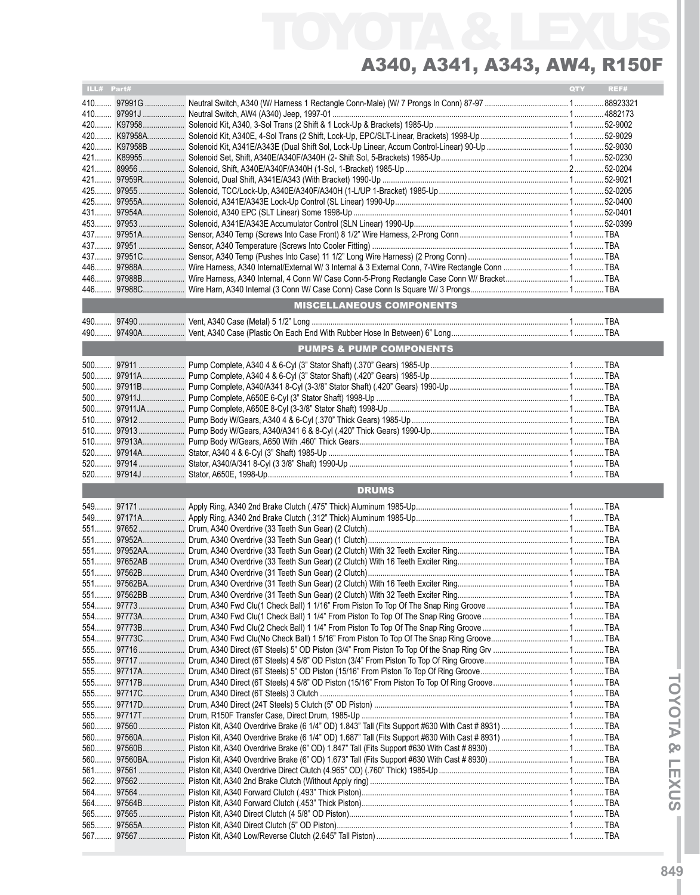# TOYOTA & LEXUS

## A340, A341, A343, AW4, R150F

| ILL# | Part# | | QTY | REF# |
|---|---|---|---|---|
| 410 | 97991G | Neutral Switch, A340 (W/ Harness 1 Rectangle Conn-Male) (W/ 7 Prongs In Conn) 87-97 | 1 | 88923321 |
| 410 | 97991J | Neutral Switch, AW4 (A340) Jeep, 1997-01 | 1 | 4882173 |
| 420 | K97958 | Solenoid Kit, A340, 3-Sol Trans (2 Shift & 1 Lock-Up & Brackets) 1985-Up | 1 | 52-9002 |
| 420 | K97958A | Solenoid Kit, A340E, 4-Sol Trans (2 Shift, Lock-Up, EPC/SLT-Linear, Brackets) 1998-Up | 1 | 52-9029 |
| 420 | K97958B | Solenoid Kit, A341E/A343E (Dual Shift Sol, Lock-Up Linear, Accum Control-Linear) 90-Up | 1 | 52-9030 |
| 421 | K89955 | Solenoid Set, Shift, A340E/A340F/A340H (2- Shift Sol, 5-Brackets) 1985-Up | 1 | 52-0230 |
| 421 | 89956 | Solenoid, Shift, A340E/A340F/A340H (1-Sol, 1-Bracket) 1985-Up | 2 | 52-0204 |
| 421 | 97959R | Solenoid, Dual Shift, A341E/A343 (With Bracket) 1990-Up | 1 | 52-9021 |
| 425 | 97955 | Solenoid, TCC/Lock-Up, A340E/A340F/A340H (1-L/UP 1-Bracket) 1985-Up | 1 | 52-0205 |
| 425 | 97955A | Solenoid, A341E/A343E Lock-Up Control (SL Linear) 1990-Up | 1 | 52-0400 |
| 431 | 97954A | Solenoid, A340 EPC (SLT Linear) Some 1998-Up | 1 | 52-0401 |
| 453 | 97953 | Solenoid, A341E/A343E Accumulator Control (SLN Linear) 1990-Up | 1 | 52-0399 |
| 437 | 97951A | Sensor, A340 Temp (Screws Into Case Front) 8 1/2" Wire Harness, 2-Prong Conn | 1 | TBA |
| 437 | 97951 | Sensor, A340 Temperature (Screws Into Cooler Fitting) | 1 | TBA |
| 437 | 97951C | Sensor, A340 Temp (Pushes Into Case) 11 1/2" Long Wire Harness) (2 Prong Conn) | 1 | TBA |
| 446 | 97988A | Wire Harness, A340 Internal/External W/ 3 Internal & 3 External Conn, 7-Wire Rectangle Conn | 1 | TBA |
| 446 | 97988B | Wire Harness, A340 Internal, 4 Conn W/ Case Conn-5-Prong Rectangle Case Conn W/ Bracket | 1 | TBA |
| 446 | 97988C | Wire Harn, A340 Internal (3 Conn W/ Case Conn) Case Conn Is Square W/ 3 Prongs | 1 | TBA |
| | | **MISCELLANEOUS COMPONENTS** | | |
| 490 | 97490 | Vent, A340 Case (Metal) 5 1/2" Long | 1 | TBA |
| 490 | 97490A | Vent, A340 Case (Plastic On Each End With Rubber Hose In Between) 6" Long | 1 | TBA |
| | | **PUMPS & PUMP COMPONENTS** | | |
| 500 | 97911 | Pump Complete, A340 4 & 6-Cyl (3" Stator Shaft) (.370" Gears) 1985-Up | 1 | TBA |
| 500 | 97911A | Pump Complete, A340 4 & 6-Cyl (3" Stator Shaft) (.420" Gears) 1985-Up | 1 | TBA |
| 500 | 97911B | Pump Complete, A340/A341 8-Cyl (3-3/8" Stator Shaft) (.420" Gears) 1990-Up | 1 | TBA |
| 500 | 97911J | Pump Complete, A650E 6-Cyl (3" Stator Shaft) 1998-Up | 1 | TBA |
| 500 | 97911JA | Pump Complete, A650E 8-Cyl (3-3/8" Stator Shaft) 1998-Up | 1 | TBA |
| 510 | 97912 | Pump Body W/Gears, A340 4 & 6-Cyl (.370" Thick Gears) 1985-Up | 1 | TBA |
| 510 | 97913 | Pump Body W/Gears, A340/A341 6 & 8-Cyl (.420" Thick Gears) 1990-Up | 1 | TBA |
| 510 | 97913A | Pump Body W/Gears, A650 With .460" Thick Gears | 1 | TBA |
| 520 | 97914A | Stator, A340 4 & 6-Cyl (3" Shaft) 1985-Up | 1 | TBA |
| 520 | 97914 | Stator, A340/A341 8-Cyl (3 3/8" Shaft) 1990-Up | 1 | TBA |
| 520 | 97914J | Stator, A650E, 1998-Up | 1 | TBA |
| | | **DRUMS** | | |
| 549 | 97171 | Apply Ring, A340 2nd Brake Clutch (.475" Thick) Aluminum 1985-Up | 1 | TBA |
| 549 | 97171A | Apply Ring, A340 2nd Brake Clutch (.312" Thick) Aluminum 1985-Up | 1 | TBA |
| 551 | 97652 | Drum, A340 Overdrive (33 Teeth Sun Gear) (2 Clutch) | 1 | TBA |
| 551 | 97952A | Drum, A340 Overdrive (33 Teeth Sun Gear) (1 Clutch) | 1 | TBA |
| 551 | 97952AA | Drum, A340 Overdrive (33 Teeth Sun Gear) (2 Clutch) With 32 Teeth Exciter Ring | 1 | TBA |
| 551 | 97652AB | Drum, A340 Overdrive (33 Teeth Sun Gear) (2 Clutch) With 16 Teeth Exciter Ring | 1 | TBA |
| 551 | 97562B | Drum, A340 Overdrive (31 Teeth Sun Gear) (2 Clutch) | 1 | TBA |
| 551 | 97562BA | Drum, A340 Overdrive (31 Teeth Sun Gear) (2 Clutch) With 16 Teeth Exciter Ring | 1 | TBA |
| 551 | 97562BB | Drum, A340 Overdrive (31 Teeth Sun Gear) (2 Clutch) With 32 Teeth Exciter Ring | 1 | TBA |
| 554 | 97773 | Drum, A340 Fwd Clu(1 Check Ball) 1 1/16" From Piston To Top Of The Snap Ring Groove | 1 | TBA |
| 554 | 97773A | Drum, A340 Fwd Clu(1 Check Ball) 1 1/4" From Piston To Top Of The Snap Ring Groove | 1 | TBA |
| 554 | 97773B | Drum, A340 Fwd Clu(2 Check Ball) 1 1/4" From Piston To Top Of The Snap Ring Groove | 1 | TBA |
| 554 | 97773C | Drum, A340 Fwd Clu(No Check Ball) 1 5/16" From Piston To Top Of The Snap Ring Groove | 1 | TBA |
| 555 | 97716 | Drum, A340 Direct (6T Steels) 5" OD Piston (3/4" From Piston To Top Of the Snap Ring Grv | 1 | TBA |
| 555 | 97717 | Drum, A340 Direct (6T Steels) 4 5/8" OD Piston (3/4" From Piston To Top Of Ring Groove | 1 | TBA |
| 555 | 97717A | Drum, A340 Direct (6T Steels) 5" OD Piston (15/16" From Piston To Top Of Ring Groove | 1 | TBA |
| 555 | 97717B | Drum, A340 Direct (6T Steels) 4 5/8" OD Piston (15/16" From Piston To Top Of Ring Groove | 1 | TBA |
| 555 | 97717C | Drum, A340 Direct (6T Steels) 3 Clutch | 1 | TBA |
| 555 | 97717D | Drum, A340 Direct (24T Steels) 5 Clutch (5" OD Piston) | 1 | TBA |
| 555 | 97717T | Drum, R150F Transfer Case, Direct Drum, 1985-Up | 1 | TBA |
| 560 | 97560 | Piston Kit, A340 Overdrive Brake (6 1/4" OD) 1.843" Tall (Fits Support #630 With Cast # 8931) | 1 | TBA |
| 560 | 97560A | Piston Kit, A340 Overdrive Brake (6 1/4" OD) 1.687" Tall (Fits Support #630 With Cast # 8931) | 1 | TBA |
| 560 | 97560B | Piston Kit, A340 Overdrive Brake (6" OD) 1.847" Tall (Fits Support #630 With Cast # 8930) | 1 | TBA |
| 560 | 97560BA | Piston Kit, A340 Overdrive Brake (6" OD) 1.673" Tall (Fits Support #630 With Cast # 8930) | 1 | TBA |
| 561 | 97561 | Piston Kit, A340 Overdrive Direct Clutch (4.965" OD) (.760" Thick) 1985-Up | 1 | TBA |
| 562 | 97562 | Piston Kit, A340 2nd Brake Clutch (Without Apply ring) | 1 | TBA |
| 564 | 97564 | Piston Kit, A340 Forward Clutch (.493" Thick Piston) | 1 | TBA |
| 564 | 97564B | Piston Kit, A340 Forward Clutch (.453" Thick Piston) | 1 | TBA |
| 565 | 97565 | Piston Kit, A340 Direct Clutch (4 5/8" OD Piston) | 1 | TBA |
| 565 | 97565A | Piston Kit, A340 Direct Clutch (5" OD Piston) | 1 | TBA |
| 567 | 97567 | Piston Kit, A340 Low/Reverse Clutch (2.645" Tall Piston) | 1 | TBA |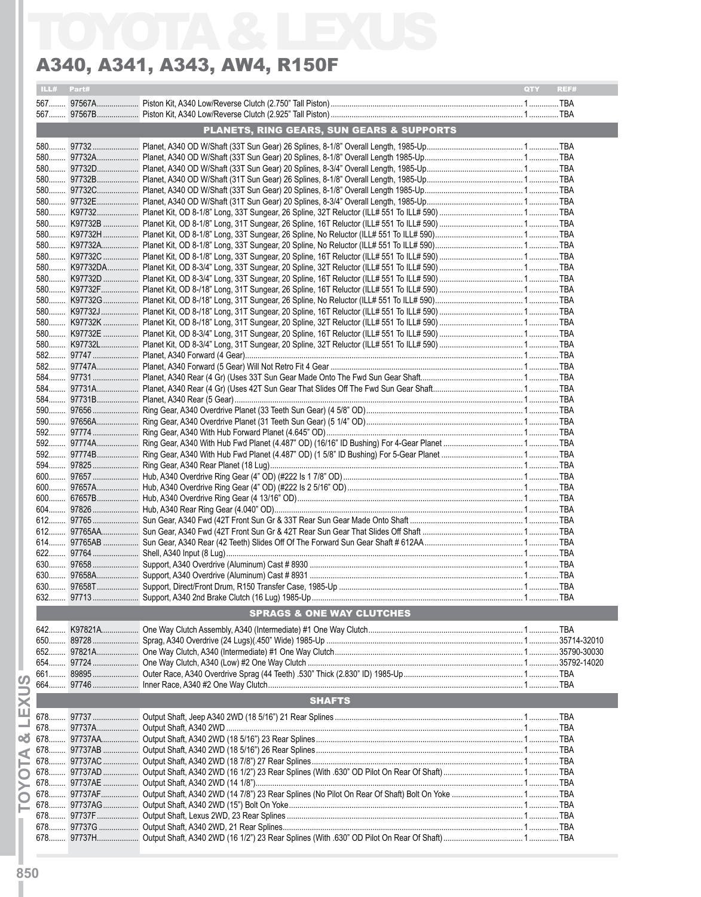# TOYOTA & LEXUS

## A340, A341, A343, AW4, R150F

| ILL# | Part# | | QTY | REF# |
|---|---|---|---|---|
| 567 | 97567A | Piston Kit, A340 Low/Reverse Clutch (2.750" Tall Piston) | 1 | TBA |
| 567 | 97567B | Piston Kit, A340 Low/Reverse Clutch (2.925" Tall Piston) | 1 | TBA |
| | | **PLANETS, RING GEARS, SUN GEARS & SUPPORTS** | | |
| 580 | 97732 | Planet, A340 OD W/Shaft (33T Sun Gear) 26 Splines, 8-1/8" Overall Length, 1985-Up | 1 | TBA |
| 580 | 97732A | Planet, A340 OD W/Shaft (33T Sun Gear) 20 Splines, 8-1/8" Overall Length 1985-Up | 1 | TBA |
| 580 | 97732D | Planet, A340 OD W/Shaft (33T Sun Gear) 20 Splines, 8-3/4" Overall Length, 1985-Up | 1 | TBA |
| 580 | 97732B | Planet, A340 OD W/Shaft (31T Sun Gear) 26 Splines, 8-1/8" Overall Length, 1985-Up | 1 | TBA |
| 580 | 97732C | Planet, A340 OD W/Shaft (33T Sun Gear) 20 Splines, 8-1/8" Overall Length 1985-Up | 1 | TBA |
| 580 | 97732E | Planet, A340 OD W/Shaft (31T Sun Gear) 20 Splines, 8-3/4" Overall Length, 1985-Up | 1 | TBA |
| 580 | K97732 | Planet Kit, OD 8-1/8" Long, 33T Sungear, 26 Spline, 32T Reluctor (ILL# 551 To ILL# 590) | 1 | TBA |
| 580 | K97732B | Planet Kit, OD 8-1/8" Long, 31T Sungear, 26 Spline, 16T Reluctor (ILL# 551 To ILL# 590) | 1 | TBA |
| 580 | K97732H | Planet Kit, OD 8-1/8" Long, 33T Sungear, 26 Spline, No Reluctor (ILL# 551 To ILL# 590) | 1 | TBA |
| 580 | K97732A | Planet Kit, OD 8-1/8" Long, 33T Sungear, 20 Spline, No Reluctor (ILL# 551 To ILL# 590) | 1 | TBA |
| 580 | K97732C | Planet Kit, OD 8-1/8" Long, 33T Sungear, 20 Spline, 16T Reluctor (ILL# 551 To ILL# 590) | 1 | TBA |
| 580 | K97732DA | Planet Kit, OD 8-3/4" Long, 33T Sungear, 20 Spline, 32T Reluctor (ILL# 551 To ILL# 590) | 1 | TBA |
| 580 | K97732D | Planet Kit, OD 8-3/4" Long, 33T Sungear, 20 Spline, 16T Reluctor (ILL# 551 To ILL# 590) | 1 | TBA |
| 580 | K97732F | Planet Kit, OD 8-/18" Long, 31T Sungear, 26 Spline, 16T Reluctor (ILL# 551 To ILL# 590) | 1 | TBA |
| 580 | K97732G | Planet Kit, OD 8-/18" Long, 31T Sungear, 26 Spline, No Reluctor (ILL# 551 To ILL# 590) | 1 | TBA |
| 580 | K97732J | Planet Kit, OD 8-/18" Long, 31T Sungear, 20 Spline, 16T Reluctor (ILL# 551 To ILL# 590) | 1 | TBA |
| 580 | K97732K | Planet Kit, OD 8-/18" Long, 31T Sungear, 20 Spline, 32T Reluctor (ILL# 551 To ILL# 590) | 1 | TBA |
| 580 | K97732E | Planet Kit, OD 8-3/4" Long, 31T Sungear, 20 Spline, 16T Reluctor (ILL# 551 To ILL# 590) | 1 | TBA |
| 580 | K97732L | Planet Kit, OD 8-3/4" Long, 31T Sungear, 20 Spline, 32T Reluctor (ILL# 551 To ILL# 590) | 1 | TBA |
| 582 | 97747 | Planet, A340 Forward (4 Gear) | 1 | TBA |
| 582 | 97747A | Planet, A340 Forward (5 Gear) Will Not Retro Fit 4 Gear | 1 | TBA |
| 584 | 97731 | Planet, A340 Rear (4 Gr) (Uses 33T Sun Gear Made Onto The Fwd Sun Gear Shaft | 1 | TBA |
| 584 | 97731A | Planet, A340 Rear (4 Gr) (Uses 42T Sun Gear That Slides Off The Fwd Sun Gear Shaft | 1 | TBA |
| 584 | 97731B | Planet, A340 Rear (5 Gear) | 1 | TBA |
| 590 | 97656 | Ring Gear, A340 Overdrive Planet (33 Teeth Sun Gear) (4 5/8" OD) | 1 | TBA |
| 590 | 97656A | Ring Gear, A340 Overdrive Planet (31 Teeth Sun Gear) (5 1/4" OD) | 1 | TBA |
| 592 | 97774 | Ring Gear, A340 With Hub Forward Planet (4.645" OD) | 1 | TBA |
| 592 | 97774A | Ring Gear, A340 With Hub Fwd Planet (4.487" OD) (16/16" ID Bushing) For 4-Gear Planet | 1 | TBA |
| 592 | 97774B | Ring Gear, A340 With Hub Fwd Planet (4.487" OD) (1 5/8" ID Bushing) For 5-Gear Planet | 1 | TBA |
| 594 | 97825 | Ring Gear, A340 Rear Planet (18 Lug) | 1 | TBA |
| 600 | 97657 | Hub, A340 Overdrive Ring Gear (4" OD) (#222 Is 1 7/8" OD) | 1 | TBA |
| 600 | 97657A | Hub, A340 Overdrive Ring Gear (4" OD) (#222 Is 2 5/16" OD) | 1 | TBA |
| 600 | 67657B | Hub, A340 Overdrive Ring Gear (4 13/16" OD) | 1 | TBA |
| 604 | 97826 | Hub, A340 Rear Ring Gear (4.040" OD) | 1 | TBA |
| 612 | 97765 | Sun Gear, A340 Fwd (42T Front Sun Gr & 33T Rear Sun Gear Made Onto Shaft | 1 | TBA |
| 612 | 97765AA | Sun Gear, A340 Fwd (42T Front Sun Gr & 42T Rear Sun Gear That Slides Off Shaft | 1 | TBA |
| 614 | 97765AB | Sun Gear, A340 Rear (42 Teeth) Slides Off Of The Forward Sun Gear Shaft # 612AA | 1 | TBA |
| 622 | 97764 | Shell, A340 Input (8 Lug) | 1 | TBA |
| 630 | 97658 | Support, A340 Overdrive (Aluminum) Cast # 8930 | 1 | TBA |
| 630 | 97658A | Support, A340 Overdrive (Aluminum) Cast # 8931 | 1 | TBA |
| 630 | 97658T | Support, Direct/Front Drum, R150 Transfer Case, 1985-Up | 1 | TBA |
| 632 | 97713 | Support, A340 2nd Brake Clutch (16 Lug) 1985-Up | 1 | TBA |
| | | **SPRAGS & ONE WAY CLUTCHES** | | |
| 642 | K97821A | One Way Clutch Assembly, A340 (Intermediate) #1 One Way Clutch | 1 | TBA |
| 650 | 89728 | Sprag, A340 Overdrive (24 Lugs)(.450" Wide) 1985-Up | 1 | 35714-32010 |
| 652 | 97821A | One Way Clutch, A340 (Intermediate) #1 One Way Clutch | 1 | 35790-30030 |
| 654 | 97724 | One Way Clutch, A340 (Low) #2 One Way Clutch | 1 | 35792-14020 |
| 661 | 89895 | Outer Race, A340 Overdrive Sprag (44 Teeth) .530" Thick (2.830" ID) 1985-Up | 1 | TBA |
| 664 | 97746 | Inner Race, A340 #2 One Way Clutch | 1 | TBA |
| | | **SHAFTS** | | |
| 678 | 97737 | Output Shaft, Jeep A340 2WD (18 5/16") 21 Rear Splines | 1 | TBA |
| 678 | 97737A | Output Shaft, A340 2WD | 1 | TBA |
| 678 | 97737AA | Output Shaft, A340 2WD (18 5/16") 23 Rear Splines | 1 | TBA |
| 678 | 97737AB | Output Shaft, A340 2WD (18 5/16") 26 Rear Splines | 1 | TBA |
| 678 | 97737AC | Output Shaft, A340 2WD (18 7/8") 27 Rear Splines | 1 | TBA |
| 678 | 97737AD | Output Shaft, A340 2WD (16 1/2") 23 Rear Splines (With .630" OD Pilot On Rear Of Shaft) | 1 | TBA |
| 678 | 97737AE | Output Shaft, A340 2WD (14 1/8") | 1 | TBA |
| 678 | 97737AF | Output Shaft, A340 2WD (14 7/8") 23 Rear Splines (No Pilot On Rear Of Shaft) Bolt On Yoke | 1 | TBA |
| 678 | 97737AG | Output Shaft, A340 2WD (15") Bolt On Yoke | 1 | TBA |
| 678 | 97737F | Output Shaft, Lexus 2WD, 23 Rear Splines | 1 | TBA |
| 678 | 97737G | Output Shaft, A340 2WD, 21 Rear Splines | 1 | TBA |
| 678 | 97737H | Output Shaft, A340 2WD (16 1/2") 23 Rear Splines (With .630" OD Pilot On Rear Of Shaft) | 1 | TBA |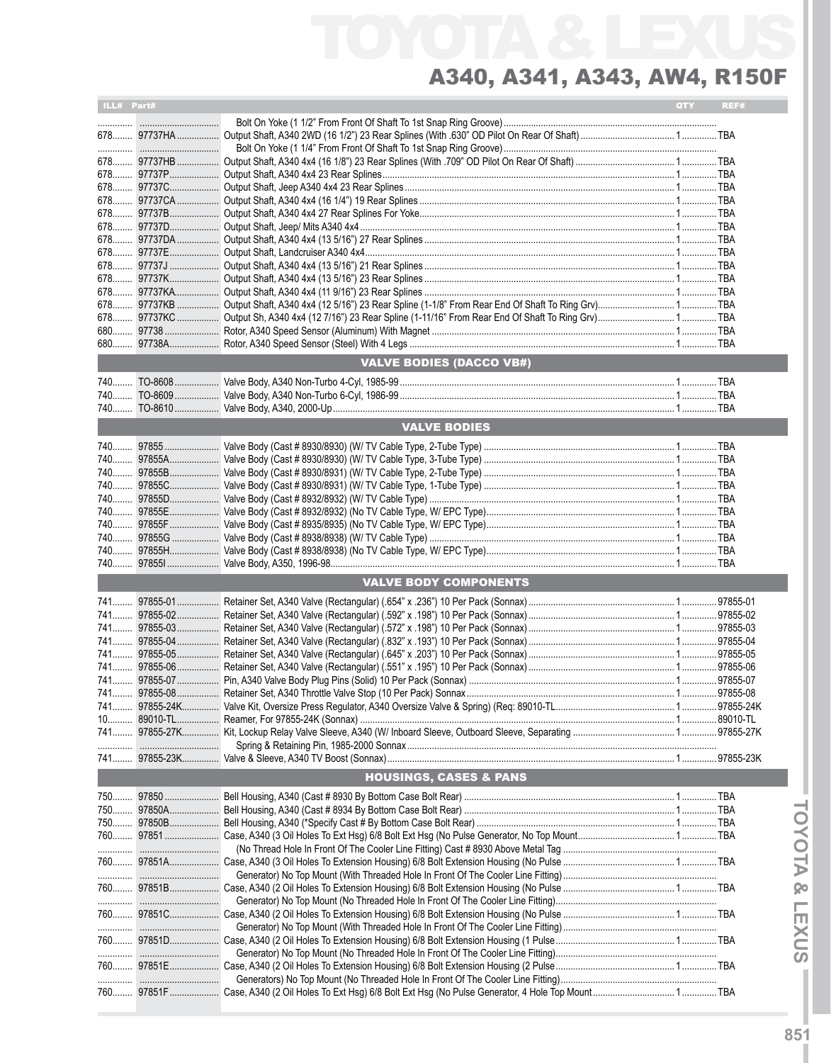# TOYOTA & LEXUS

## A340, A341, A343, AW4, R150F

| ILL# | Part# | | QTY | REF# |
|---|---|---|---|---|
| | | Bolt On Yoke (1 1/2" From Front Of Shaft To 1st Snap Ring Groove) | | |
| 678 | 97737HA | Output Shaft, A340 2WD (16 1/2") 23 Rear Splines (With .630" OD Pilot On Rear Of Shaft) | 1 | TBA |
| | | Bolt On Yoke (1 1/4" From Front Of Shaft To 1st Snap Ring Groove) | | |
| 678 | 97737HB | Output Shaft, A340 4x4 (16 1/8") 23 Rear Splines (With .709" OD Pilot On Rear Of Shaft) | 1 | TBA |
| 678 | 97737P | Output Shaft, A340 4x4 23 Rear Splines | 1 | TBA |
| 678 | 97737C | Output Shaft, Jeep A340 4x4 23 Rear Splines | 1 | TBA |
| 678 | 97737CA | Output Shaft, A340 4x4 (16 1/4") 19 Rear Splines | 1 | TBA |
| 678 | 97737B | Output Shaft, A340 4x4 27 Rear Splines For Yoke | 1 | TBA |
| 678 | 97737D | Output Shaft, Jeep/ Mits A340 4x4 | 1 | TBA |
| 678 | 97737DA | Output Shaft, A340 4x4 (13 5/16") 27 Rear Splines | 1 | TBA |
| 678 | 97737E | Output Shaft, Landcruiser A340 4x4 | 1 | TBA |
| 678 | 97737J | Output Shaft, A340 4x4 (13 5/16") 21 Rear Splines | 1 | TBA |
| 678 | 97737K | Output Shaft, A340 4x4 (13 5/16") 23 Rear Splines | 1 | TBA |
| 678 | 97737KA | Output Shaft, A340 4x4 (11 9/16") 23 Rear Splines | 1 | TBA |
| 678 | 97737KB | Output Shaft, A340 4x4 (12 5/16") 23 Rear Spline (1-1/8" From Rear End Of Shaft To Ring Grv) | 1 | TBA |
| 678 | 97737KC | Output Sh, A340 4x4 (12 7/16") 23 Rear Spline (1-11/16" From Rear End Of Shaft To Ring Grv) | 1 | TBA |
| 680 | 97738 | Rotor, A340 Speed Sensor (Aluminum) With Magnet | 1 | TBA |
| 680 | 97738A | Rotor, A340 Speed Sensor (Steel) With 4 Legs | 1 | TBA |
| | | **VALVE BODIES (DACCO VB#)** | | |
| 740 | TO-8608 | Valve Body, A340 Non-Turbo 4-Cyl, 1985-99 | 1 | TBA |
| 740 | TO-8609 | Valve Body, A340 Non-Turbo 6-Cyl, 1986-99 | 1 | TBA |
| 740 | TO-8610 | Valve Body, A340, 2000-Up | 1 | TBA |
| | | **VALVE BODIES** | | |
| 740 | 97855 | Valve Body (Cast # 8930/8930) (W/ TV Cable Type, 2-Tube Type) | 1 | TBA |
| 740 | 97855A | Valve Body (Cast # 8930/8930) (W/ TV Cable Type, 3-Tube Type) | 1 | TBA |
| 740 | 97855B | Valve Body (Cast # 8930/8931) (W/ TV Cable Type, 2-Tube Type) | 1 | TBA |
| 740 | 97855C | Valve Body (Cast # 8930/8931) (W/ TV Cable Type, 1-Tube Type) | 1 | TBA |
| 740 | 97855D | Valve Body (Cast # 8932/8932) (W/ TV Cable Type) | 1 | TBA |
| 740 | 97855E | Valve Body (Cast # 8932/8932) (No TV Cable Type, W/ EPC Type) | 1 | TBA |
| 740 | 97855F | Valve Body (Cast # 8935/8935) (No TV Cable Type, W/ EPC Type) | 1 | TBA |
| 740 | 97855G | Valve Body (Cast # 8938/8938) (W/ TV Cable Type) | 1 | TBA |
| 740 | 97855H | Valve Body (Cast # 8938/8938) (No TV Cable Type, W/ EPC Type) | 1 | TBA |
| 740 | 97855I | Valve Body, A350, 1996-98 | 1 | TBA |
| | | **VALVE BODY COMPONENTS** | | |
| 741 | 97855-01 | Retainer Set, A340 Valve (Rectangular) (.654" x .236") 10 Per Pack (Sonnax) | 1 | 97855-01 |
| 741 | 97855-02 | Retainer Set, A340 Valve (Rectangular) (.592" x .198") 10 Per Pack (Sonnax) | 1 | 97855-02 |
| 741 | 97855-03 | Retainer Set, A340 Valve (Rectangular) (.572" x .198") 10 Per Pack (Sonnax) | 1 | 97855-03 |
| 741 | 97855-04 | Retainer Set, A340 Valve (Rectangular) (.832" x .193") 10 Per Pack (Sonnax) | 1 | 97855-04 |
| 741 | 97855-05 | Retainer Set, A340 Valve (Rectangular) (.645" x .203") 10 Per Pack (Sonnax) | 1 | 97855-05 |
| 741 | 97855-06 | Retainer Set, A340 Valve (Rectangular) (.551" x .195") 10 Per Pack (Sonnax) | 1 | 97855-06 |
| 741 | 97855-07 | Pin, A340 Valve Body Plug Pins (Solid) 10 Per Pack (Sonnax) | 1 | 97855-07 |
| 741 | 97855-08 | Retainer Set, A340 Throttle Valve Stop (10 Per Pack) Sonnax | 1 | 97855-08 |
| 741 | 97855-24K | Valve Kit, Oversize Press Regulator, A340 Oversize Valve & Spring) (Req: 89010-TL | 1 | 97855-24K |
| 10 | 89010-TL | Reamer, For 97855-24K (Sonnax) | 1 | 89010-TL |
| 741 | 97855-27K | Kit, Lockup Relay Valve Sleeve, A340 (W/ Inboard Sleeve, Outboard Sleeve, Separating | 1 | 97855-27K |
| | | Spring & Retaining Pin, 1985-2000 Sonnax | | |
| 741 | 97855-23K | Valve & Sleeve, A340 TV Boost (Sonnax) | 1 | 97855-23K |
| | | **HOUSINGS, CASES & PANS** | | |
| 750 | 97850 | Bell Housing, A340 (Cast # 8930 By Bottom Case Bolt Rear) | 1 | TBA |
| 750 | 97850A | Bell Housing, A340 (Cast # 8934 By Bottom Case Bolt Rear) | 1 | TBA |
| 750 | 97850B | Bell Housing, A340 (*Specify Cast # By Bottom Case Bolt Rear) | 1 | TBA |
| 760 | 97851 | Case, A340 (3 Oil Holes To Ext Hsg) 6/8 Bolt Ext Hsg (No Pulse Generator, No Top Mount | 1 | TBA |
| | | (No Thread Hole In Front Of The Cooler Line Fitting) Cast # 8930 Above Metal Tag | | |
| 760 | 97851A | Case, A340 (3 Oil Holes To Extension Housing) 6/8 Bolt Extension Housing (No Pulse | 1 | TBA |
| | | Generator) No Top Mount (With Threaded Hole In Front Of The Cooler Line Fitting) | | |
| 760 | 97851B | Case, A340 (2 Oil Holes To Extension Housing) 6/8 Bolt Extension Housing (No Pulse | 1 | TBA |
| | | Generator) No Top Mount (No Threaded Hole In Front Of The Cooler Line Fitting) | | |
| 760 | 97851C | Case, A340 (2 Oil Holes To Extension Housing) 6/8 Bolt Extension Housing (No Pulse | 1 | TBA |
| | | Generator) No Top Mount (With Threaded Hole In Front Of The Cooler Line Fitting) | | |
| 760 | 97851D | Case, A340 (2 Oil Holes To Extension Housing) 6/8 Bolt Extension Housing (1 Pulse | 1 | TBA |
| | | Generator) No Top Mount (No Threaded Hole In Front Of The Cooler Line Fitting) | | |
| 760 | 97851E | Case, A340 (2 Oil Holes To Extension Housing) 6/8 Bolt Extension Housing (2 Pulse | 1 | TBA |
| | | Generators) No Top Mount (No Threaded Hole In Front Of The Cooler Line Fitting) | | |
| 760 | 97851F | Case, A340 (2 Oil Holes To Ext Hsg) 6/8 Bolt Ext Hsg (No Pulse Generator, 4 Hole Top Mount | 1 | TBA |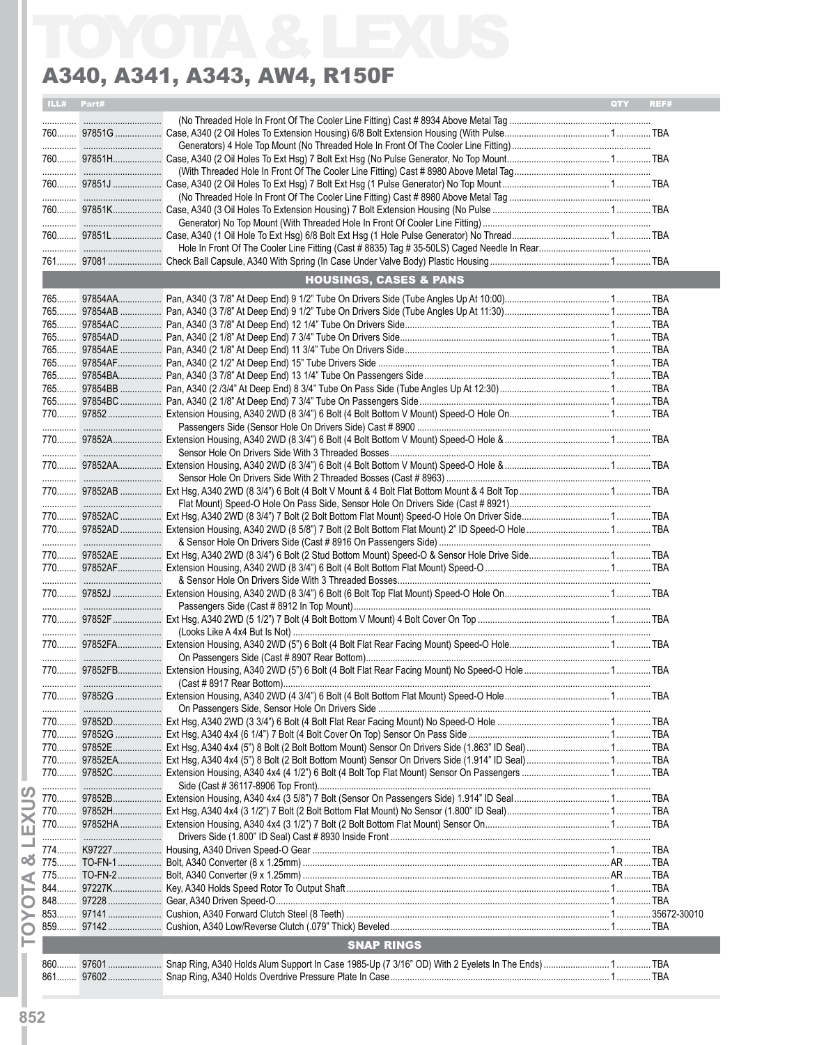# TOYOTA & LEXUS

## A340, A341, A343, AW4, R150F

| ILL# | Part# | | QTY | REF# |
|---|---|---|---|---|
| | | (No Threaded Hole In Front Of The Cooler Line Fitting) Cast # 8934 Above Metal Tag | | |
| 760 | 97851G | Case, A340 (2 Oil Holes To Extension Housing) 6/8 Bolt Extension Housing (With Pulse Generators) 4 Hole Top Mount (No Threaded Hole In Front Of The Cooler Line Fitting) | 1 | TBA |
| 760 | 97851H | Case, A340 (2 Oil Holes To Ext Hsg) 7 Bolt Ext Hsg (No Pulse Generator, No Top Mount (With Threaded Hole In Front Of The Cooler Line Fitting) Cast # 8980 Above Metal Tag | 1 | TBA |
| 760 | 97851J | Case, A340 (2 Oil Holes To Ext Hsg) 7 Bolt Ext Hsg (1 Pulse Generator) No Top Mount (No Threaded Hole In Front Of The Cooler Line Fitting) Cast # 8980 Above Metal Tag | 1 | TBA |
| 760 | 97851K | Case, A340 (3 Oil Holes To Extension Housing) 7 Bolt Extension Housing (No Pulse Generator) No Top Mount (With Threaded Hole In Front Of Cooler Line Fitting) | 1 | TBA |
| 760 | 97851L | Case, A340 (1 Oil Hole To Ext Hsg) 6/8 Bolt Ext Hsg (1 Hole Pulse Generator) No Thread Hole In Front Of The Cooler Line Fitting (Cast # 8835) Tag # 35-50LS) Caged Needle In Rear | 1 | TBA |
| 761 | 97081 | Check Ball Capsule, A340 With Spring (In Case Under Valve Body) Plastic Housing | 1 | TBA |
| | | **HOUSINGS, CASES & PANS** | | |
| 765 | 97854AA | Pan, A340 (3 7/8" At Deep End) 9 1/2" Tube On Drivers Side (Tube Angles Up At 10:00) | 1 | TBA |
| 765 | 97854AB | Pan, A340 (3 7/8" At Deep End) 9 1/2" Tube On Drivers Side (Tube Angles Up At 11:30) | 1 | TBA |
| 765 | 97854AC | Pan, A340 (3 7/8" At Deep End) 12 1/4" Tube On Drivers Side | 1 | TBA |
| 765 | 97854AD | Pan, A340 (2 1/8" At Deep End) 7 3/4" Tube On Drivers Side | 1 | TBA |
| 765 | 97854AE | Pan, A340 (2 1/8" At Deep End) 11 3/4" Tube On Drivers Side | 1 | TBA |
| 765 | 97854AF | Pan, A340 (2 1/2" At Deep End) 15" Tube Drivers Side | 1 | TBA |
| 765 | 97854BA | Pan, A340 (3 7/8" At Deep End) 13 1/4" Tube On Passengers Side | 1 | TBA |
| 765 | 97854BB | Pan, A340 (2 /3/4" At Deep End) 8 3/4" Tube On Pass Side (Tube Angles Up At 12:30) | 1 | TBA |
| 765 | 97854BC | Pan, A340 (2 1/8" At Deep End) 7 3/4" Tube On Passengers Side | 1 | TBA |
| 770 | 97852 | Extension Housing, A340 2WD (8 3/4") 6 Bolt (4 Bolt Bottom V Mount) Speed-O Hole On Passengers Side (Sensor Hole On Drivers Side) Cast # 8900 | 1 | TBA |
| 770 | 97852A | Extension Housing, A340 2WD (8 3/4") 6 Bolt (4 Bolt Bottom V Mount) Speed-O Hole & Sensor Hole On Drivers Side With 3 Threaded Bosses | 1 | TBA |
| 770 | 97852AA | Extension Housing, A340 2WD (8 3/4") 6 Bolt (4 Bolt Bottom V Mount) Speed-O Hole & Sensor Hole On Drivers Side With 2 Threaded Bosses (Cast # 8963) | 1 | TBA |
| 770 | 97852AB | Ext Hsg, A340 2WD (8 3/4") 6 Bolt (4 Bolt V Mount & 4 Bolt Flat Bottom Mount & 4 Bolt Top Flat Mount) Speed-O Hole On Pass Side, Sensor Hole On Drivers Side (Cast # 8921) | 1 | TBA |
| 770 | 97852AC | Ext Hsg, A340 2WD (8 3/4") 7 Bolt (2 Bolt Bottom Flat Mount) Speed-O Hole On Driver Side | 1 | TBA |
| 770 | 97852AD | Extension Housing, A340 2WD (8 5/8") 7 Bolt (2 Bolt Bottom Flat Mount) 2" ID Speed-O Hole & Sensor Hole On Drivers Side (Cast # 8916 On Passengers Side) | 1 | TBA |
| 770 | 97852AE | Ext Hsg, A340 2WD (8 3/4") 6 Bolt (2 Stud Bottom Mount) Speed-O & Sensor Hole Drive Side | 1 | TBA |
| 770 | 97852AF | Extension Housing, A340 2WD (8 3/4") 6 Bolt (4 Bolt Bottom Flat Mount) Speed-O & Sensor Hole On Drivers Side With 3 Threaded Bosses | 1 | TBA |
| 770 | 97852J | Extension Housing, A340 2WD (8 3/4") 6 Bolt (6 Bolt Top Flat Mount) Speed-O Hole On Passengers Side (Cast # 8912 In Top Mount) | 1 | TBA |
| 770 | 97852F | Ext Hsg, A340 2WD (5 1/2") 7 Bolt (4 Bolt Bottom V Mount) 4 Bolt Cover On Top (Looks Like A 4x4 But Is Not) | 1 | TBA |
| 770 | 97852FA | Extension Housing, A340 2WD (5") 6 Bolt (4 Bolt Flat Rear Facing Mount) Speed-O Hole On Passengers Side (Cast # 8907 Rear Bottom) | 1 | TBA |
| 770 | 97852FB | Extension Housing, A340 2WD (5") 6 Bolt (4 Bolt Flat Rear Facing Mount) No Speed-O Hole (Cast # 8917 Rear Bottom) | 1 | TBA |
| 770 | 97852G | Extension Housing, A340 2WD (4 3/4") 6 Bolt (4 Bolt Bottom Flat Mount) Speed-O Hole On Passengers Side, Sensor Hole On Drivers Side | 1 | TBA |
| 770 | 97852D | Ext Hsg, A340 2WD (3 3/4") 6 Bolt (4 Bolt Flat Rear Facing Mount) No Speed-O Hole | 1 | TBA |
| 770 | 97852G | Ext Hsg, A340 4x4 (6 1/4") 7 Bolt (4 Bolt Cover On Top) Sensor On Pass Side | 1 | TBA |
| 770 | 97852E | Ext Hsg, A340 4x4 (5") 8 Bolt (2 Bolt Bottom Mount) Sensor On Drivers Side (1.863" ID Seal) | 1 | TBA |
| 770 | 97852EA | Ext Hsg, A340 4x4 (5") 8 Bolt (2 Bolt Bottom Mount) Sensor On Drivers Side (1.914" ID Seal) | 1 | TBA |
| 770 | 97852C | Extension Housing, A340 4x4 (4 1/2") 6 Bolt (4 Bolt Top Flat Mount) Sensor On Passengers Side (Cast # 36117-8906 Top Front) | 1 | TBA |
| 770 | 97852B | Extension Housing, A340 4x4 (3 5/8") 7 Bolt (Sensor On Passengers Side) 1.914" ID Seal | 1 | TBA |
| 770 | 97852H | Ext Hsg, A340 4x4 (3 1/2") 7 Bolt (2 Bolt Bottom Flat Mount) No Sensor (1.800" ID Seal) | 1 | TBA |
| 770 | 97852HA | Extension Housing, A340 4x4 (3 1/2") 7 Bolt (2 Bolt Bottom Flat Mount) Sensor On Drivers Side (1.800" ID Seal) Cast # 8930 Inside Front | 1 | TBA |
| 774 | K97227 | Housing, A340 Driven Speed-O Gear | 1 | TBA |
| 775 | TO-FN-1 | Bolt, A340 Converter (8 x 1.25mm) | AR | TBA |
| 775 | TO-FN-2 | Bolt, A340 Converter (9 x 1.25mm) | AR | TBA |
| 844 | 97227K | Key, A340 Holds Speed Rotor To Output Shaft | 1 | TBA |
| 848 | 97228 | Gear, A340 Driven Speed-O | 1 | TBA |
| 853 | 97141 | Cushion, A340 Forward Clutch Steel (8 Teeth) | 1 | 35672-30010 |
| 859 | 97142 | Cushion, A340 Low/Reverse Clutch (.079" Thick) Beveled | 1 | TBA |
| | | **SNAP RINGS** | | |
| 860 | 97601 | Snap Ring, A340 Holds Alum Support In Case 1985-Up (7 3/16" OD) With 2 Eyelets In The Ends) | 1 | TBA |
| 861 | 97602 | Snap Ring, A340 Holds Overdrive Pressure Plate In Case | 1 | TBA |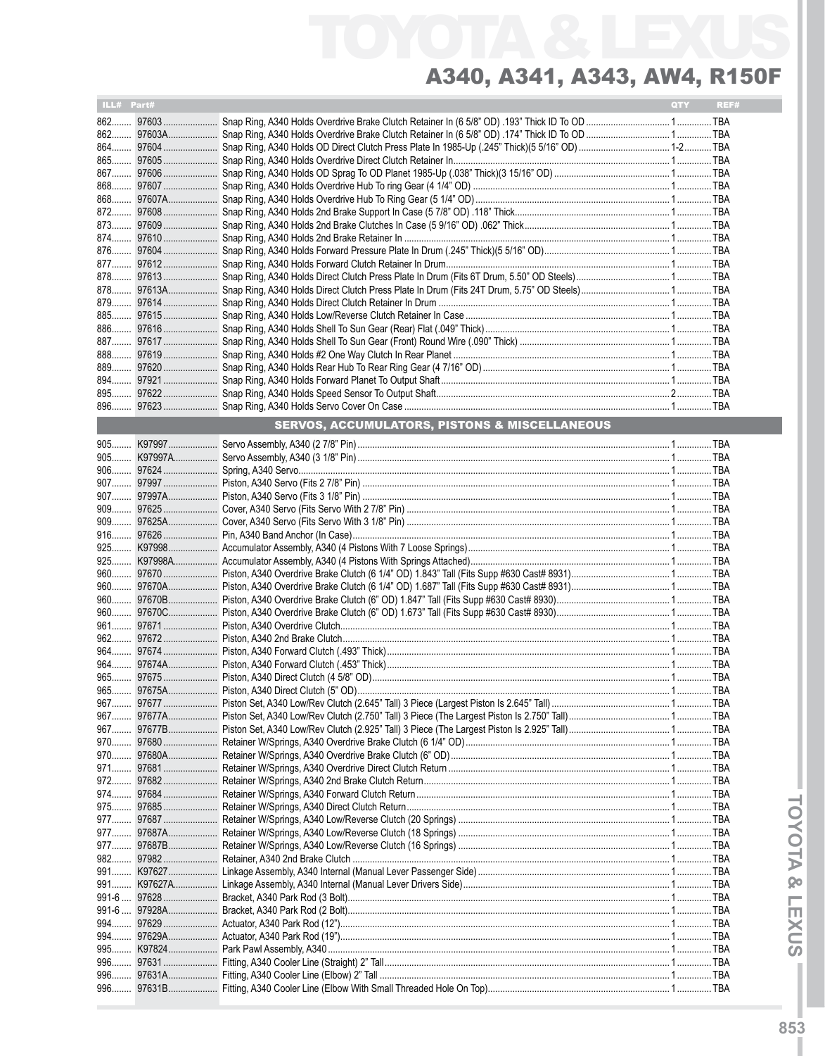# TOYOTA & LEXUS

## A340, A341, A343, AW4, R150F

| ILL# | Part# | | QTY | REF# |
|---|---|---|---|---|
| 862 | 97603 | Snap Ring, A340 Holds Overdrive Brake Clutch Retainer In (6 5/8" OD) .193" Thick ID To OD | 1 | TBA |
| 862 | 97603A | Snap Ring, A340 Holds Overdrive Brake Clutch Retainer In (6 5/8" OD) .174" Thick ID To OD | 1 | TBA |
| 864 | 97604 | Snap Ring, A340 Holds OD Direct Clutch Press Plate In 1985-Up (.245" Thick)(5 5/16" OD) | 1-2 | TBA |
| 865 | 97605 | Snap Ring, A340 Holds Overdrive Direct Clutch Retainer In | 1 | TBA |
| 867 | 97606 | Snap Ring, A340 Holds OD Sprag To OD Planet 1985-Up (.038" Thick)(3 15/16" OD) | 1 | TBA |
| 868 | 97607 | Snap Ring, A340 Holds Overdrive Hub To ring Gear (4 1/4" OD) | 1 | TBA |
| 868 | 97607A | Snap Ring, A340 Holds Overdrive Hub To Ring Gear (5 1/4" OD) | 1 | TBA |
| 872 | 97608 | Snap Ring, A340 Holds 2nd Brake Support In Case (5 7/8" OD) .118" Thick | 1 | TBA |
| 873 | 97609 | Snap Ring, A340 Holds 2nd Brake Clutches In Case (5 9/16" OD) .062" Thick | 1 | TBA |
| 874 | 97610 | Snap Ring, A340 Holds 2nd Brake Retainer In | 1 | TBA |
| 876 | 97604 | Snap Ring, A340 Holds Forward Pressure Plate In Drum (.245" Thick)(5 5/16" OD) | 1 | TBA |
| 877 | 97612 | Snap Ring, A340 Holds Forward Clutch Retainer In Drum | 1 | TBA |
| 878 | 97613 | Snap Ring, A340 Holds Direct Clutch Press Plate In Drum (Fits 6T Drum, 5.50" OD Steels) | 1 | TBA |
| 878 | 97613A | Snap Ring, A340 Holds Direct Clutch Press Plate In Drum (Fits 24T Drum, 5.75" OD Steels) | 1 | TBA |
| 879 | 97614 | Snap Ring, A340 Holds Direct Clutch Retainer In Drum | 1 | TBA |
| 885 | 97615 | Snap Ring, A340 Holds Low/Reverse Clutch Retainer In Case | 1 | TBA |
| 886 | 97616 | Snap Ring, A340 Holds Shell To Sun Gear (Rear) Flat (.049" Thick) | 1 | TBA |
| 887 | 97617 | Snap Ring, A340 Holds Shell To Sun Gear (Front) Round Wire (.090" Thick) | 1 | TBA |
| 888 | 97619 | Snap Ring, A340 Holds #2 One Way Clutch In Rear Planet | 1 | TBA |
| 889 | 97620 | Snap Ring, A340 Holds Rear Hub To Rear Ring Gear (4 7/16" OD) | 1 | TBA |
| 894 | 97921 | Snap Ring, A340 Holds Forward Planet To Output Shaft | 1 | TBA |
| 895 | 97622 | Snap Ring, A340 Holds Speed Sensor To Output Shaft | 2 | TBA |
| 896 | 97623 | Snap Ring, A340 Holds Servo Cover On Case | 1 | TBA |

### SERVOS, ACCUMULATORS, PISTONS & MISCELLANEOUS

| ILL# | Part# | | QTY | REF# |
|---|---|---|---|---|
| 905 | K97997 | Servo Assembly, A340 (2 7/8" Pin) | 1 | TBA |
| 905 | K97997A | Servo Assembly, A340 (3 1/8" Pin) | 1 | TBA |
| 906 | 97624 | Spring, A340 Servo | 1 | TBA |
| 907 | 97997 | Piston, A340 Servo (Fits 2 7/8" Pin) | 1 | TBA |
| 907 | 97997A | Piston, A340 Servo (Fits 3 1/8" Pin) | 1 | TBA |
| 909 | 97625 | Cover, A340 Servo (Fits Servo With 2 7/8" Pin) | 1 | TBA |
| 909 | 97625A | Cover, A340 Servo (Fits Servo With 3 1/8" Pin) | 1 | TBA |
| 916 | 97626 | Pin, A340 Band Anchor (In Case) | 1 | TBA |
| 925 | K97998 | Accumulator Assembly, A340 (4 Pistons With 7 Loose Springs) | 1 | TBA |
| 925 | K97998A | Accumulator Assembly, A340 (4 Pistons With Springs Attached) | 1 | TBA |
| 960 | 97670 | Piston, A340 Overdrive Brake Clutch (6 1/4" OD) 1.843" Tall (Fits Supp #630 Cast# 8931) | 1 | TBA |
| 960 | 97670A | Piston, A340 Overdrive Brake Clutch (6 1/4" OD) 1.687" Tall (Fits Supp #630 Cast# 8931) | 1 | TBA |
| 960 | 97670B | Piston, A340 Overdrive Brake Clutch (6" OD) 1.847" Tall (Fits Supp #630 Cast# 8930) | 1 | TBA |
| 960 | 97670C | Piston, A340 Overdrive Brake Clutch (6" OD) 1.673" Tall (Fits Supp #630 Cast# 8930) | 1 | TBA |
| 961 | 97671 | Piston, A340 Overdrive Clutch | 1 | TBA |
| 962 | 97672 | Piston, A340 2nd Brake Clutch | 1 | TBA |
| 964 | 97674 | Piston, A340 Forward Clutch (.493" Thick) | 1 | TBA |
| 964 | 97674A | Piston, A340 Forward Clutch (.453" Thick) | 1 | TBA |
| 965 | 97675 | Piston, A340 Direct Clutch (4 5/8" OD) | 1 | TBA |
| 965 | 97675A | Piston, A340 Direct Clutch (5" OD) | 1 | TBA |
| 967 | 97677 | Piston Set, A340 Low/Rev Clutch (2.645" Tall) 3 Piece (Largest Piston Is 2.645" Tall) | 1 | TBA |
| 967 | 97677A | Piston Set, A340 Low/Rev Clutch (2.750" Tall) 3 Piece (The Largest Piston Is 2.750" Tall) | 1 | TBA |
| 967 | 97677B | Piston Set, A340 Low/Rev Clutch (2.925" Tall) 3 Piece (The Largest Piston Is 2.925" Tall) | 1 | TBA |
| 970 | 97680 | Retainer W/Springs, A340 Overdrive Brake Clutch (6 1/4" OD) | 1 | TBA |
| 970 | 97680A | Retainer W/Springs, A340 Overdrive Brake Clutch (6" OD) | 1 | TBA |
| 971 | 97681 | Retainer W/Springs, A340 Overdrive Direct Clutch Return | 1 | TBA |
| 972 | 97682 | Retainer W/Springs, A340 2nd Brake Clutch Return | 1 | TBA |
| 974 | 97684 | Retainer W/Springs, A340 Forward Clutch Return | 1 | TBA |
| 975 | 97685 | Retainer W/Springs, A340 Direct Clutch Return | 1 | TBA |
| 977 | 97687 | Retainer W/Springs, A340 Low/Reverse Clutch (20 Springs) | 1 | TBA |
| 977 | 97687A | Retainer W/Springs, A340 Low/Reverse Clutch (18 Springs) | 1 | TBA |
| 977 | 97687B | Retainer W/Springs, A340 Low/Reverse Clutch (16 Springs) | 1 | TBA |
| 982 | 97982 | Retainer, A340 2nd Brake Clutch | 1 | TBA |
| 991 | K97627 | Linkage Assembly, A340 Internal (Manual Lever Passenger Side) | 1 | TBA |
| 991 | K97627A | Linkage Assembly, A340 Internal (Manual Lever Drivers Side) | 1 | TBA |
| 991-6 | 97628 | Bracket, A340 Park Rod (3 Bolt) | 1 | TBA |
| 991-6 | 97928A | Bracket, A340 Park Rod (2 Bolt) | 1 | TBA |
| 994 | 97629 | Actuator, A340 Park Rod (12") | 1 | TBA |
| 994 | 97629A | Actuator, A340 Park Rod (19") | 1 | TBA |
| 995 | K97824 | Park Pawl Assembly, A340 | 1 | TBA |
| 996 | 97631 | Fitting, A340 Cooler Line (Straight) 2" Tall | 1 | TBA |
| 996 | 97631A | Fitting, A340 Cooler Line (Elbow) 2" Tall | 1 | TBA |
| 996 | 97631B | Fitting, A340 Cooler Line (Elbow With Small Threaded Hole On Top) | 1 | TBA |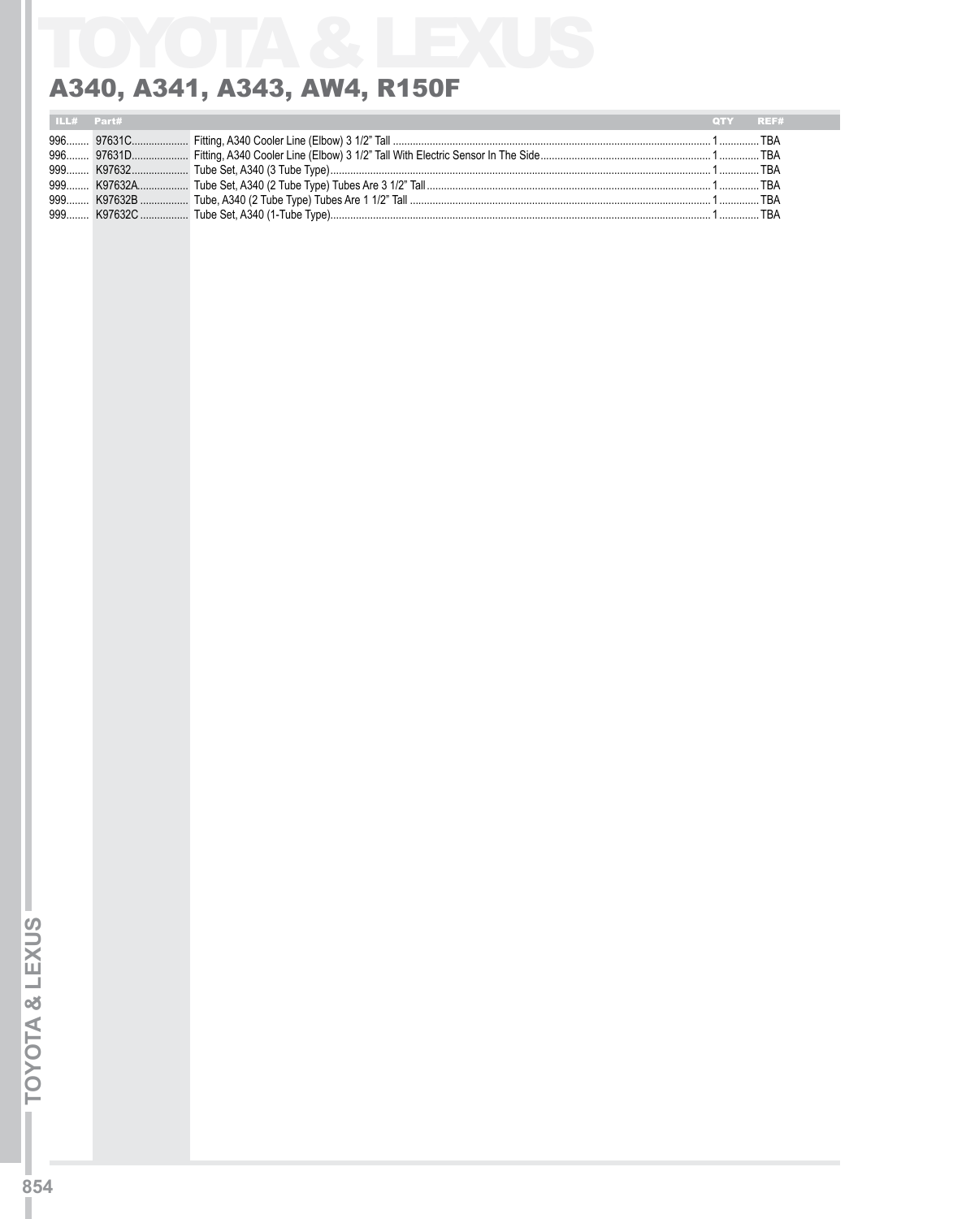# A340, A341, A343, AW4, R150F

| ILL# | Part# | | QTY | REF# |
|---|---|---|---|---|
| 996 | 97631C | Fitting, A340 Cooler Line (Elbow) 3 1/2" Tall | 1 | TBA |
| 996 | 97631D | Fitting, A340 Cooler Line (Elbow) 3 1/2" Tall With Electric Sensor In The Side | 1 | TBA |
| 999 | K97632 | Tube Set, A340 (3 Tube Type) | 1 | TBA |
| 999 | K97632A | Tube Set, A340 (2 Tube Type) Tubes Are 3 1/2" Tall | 1 | TBA |
| 999 | K97632B | Tube, A340 (2 Tube Type) Tubes Are 1 1/2" Tall | 1 | TBA |
| 999 | K97632C | Tube Set, A340 (1-Tube Type) | 1 | TBA |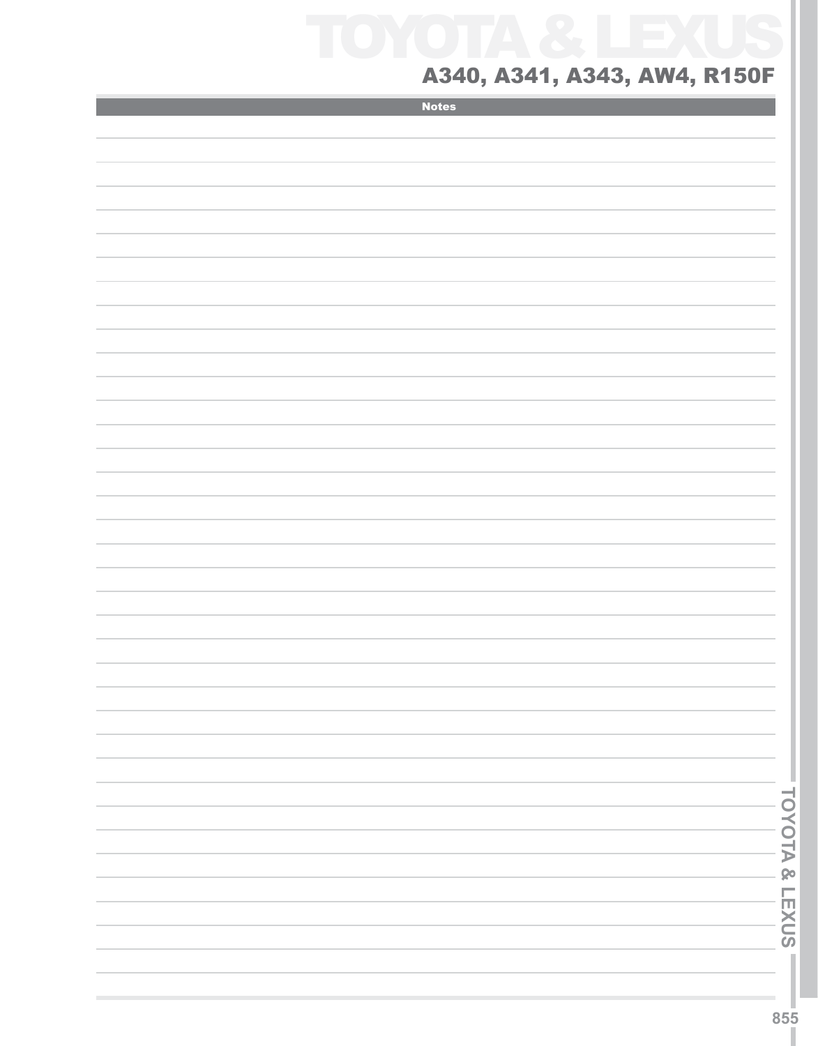## Notes